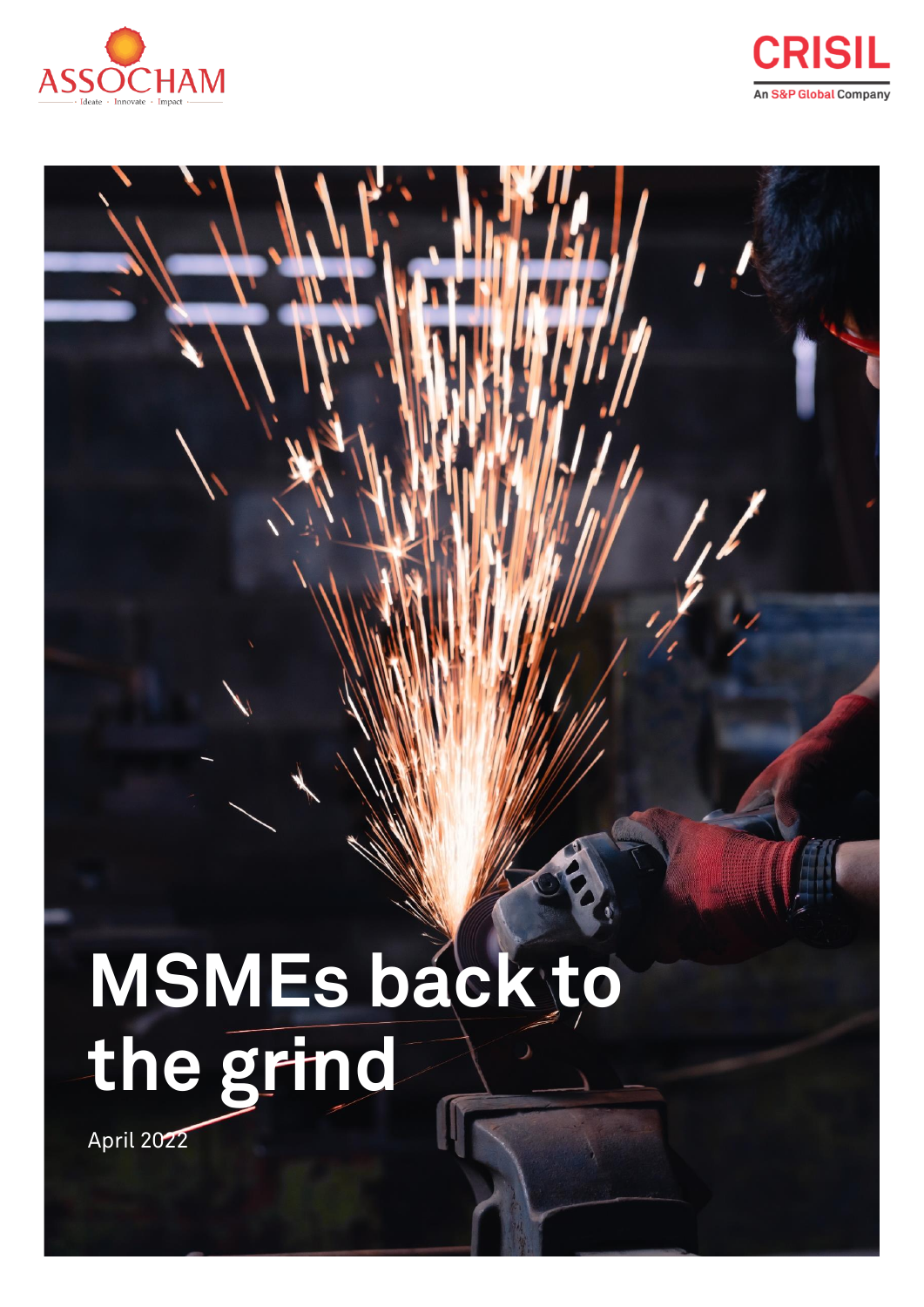ASSOCHAM

Ideate · Innovate · Impact

CRISIL

An S&P Global Company

# MSMEs back to the grind

April 2022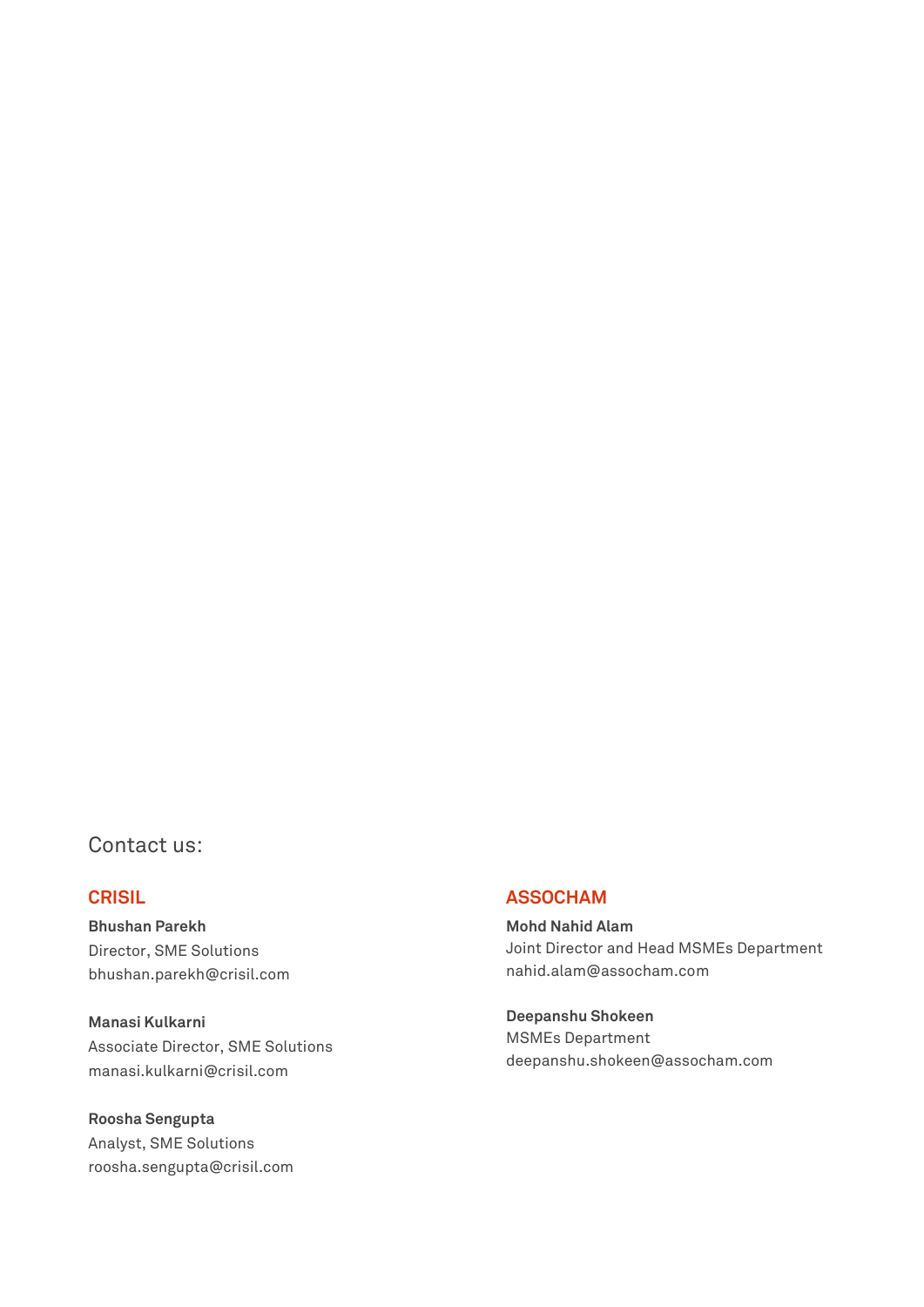Contact us:

## CRISIL

**Bhushan Parekh**
Director, SME Solutions
bhushan.parekh@crisil.com

**Manasi Kulkarni**
Associate Director, SME Solutions
manasi.kulkarni@crisil.com

**Roosha Sengupta**
Analyst, SME Solutions
roosha.sengupta@crisil.com

## ASSOCHAM

**Mohd Nahid Alam**
Joint Director and Head MSMEs Department
nahid.alam@assocham.com

**Deepanshu Shokeen**
MSMEs Department
deepanshu.shokeen@assocham.com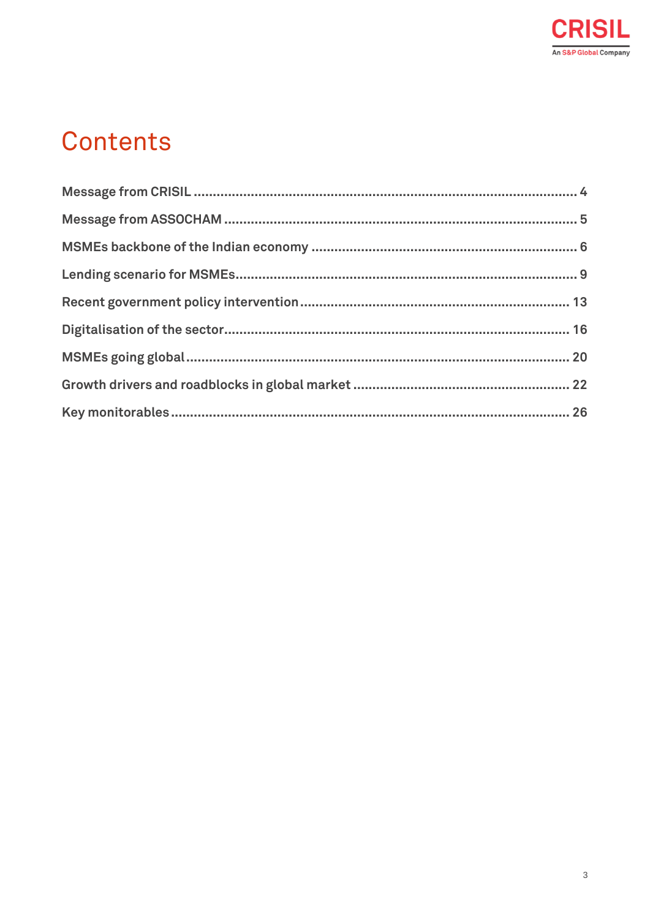# Contents

Message from CRISIL ........................................................................................ 4

Message from ASSOCHAM ................................................................................ 5

MSMEs backbone of the Indian economy ........................................................... 6

Lending scenario for MSMEs .............................................................................. 9

Recent government policy intervention ............................................................ 13

Digitalisation of the sector ................................................................................ 16

MSMEs going global ......................................................................................... 20

Growth drivers and roadblocks in global market ............................................... 22

Key monitorables .............................................................................................. 26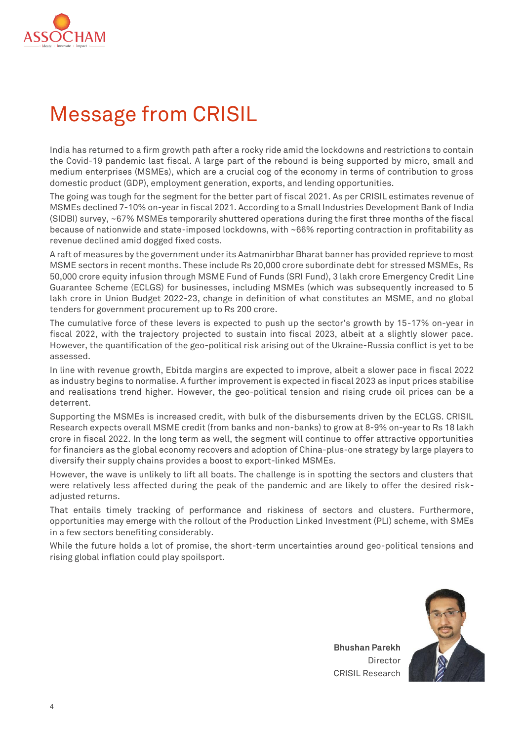# Message from CRISIL

India has returned to a firm growth path after a rocky ride amid the lockdowns and restrictions to contain the Covid-19 pandemic last fiscal. A large part of the rebound is being supported by micro, small and medium enterprises (MSMEs), which are a crucial cog of the economy in terms of contribution to gross domestic product (GDP), employment generation, exports, and lending opportunities.

The going was tough for the segment for the better part of fiscal 2021. As per CRISIL estimates revenue of MSMEs declined 7-10% on-year in fiscal 2021. According to a Small Industries Development Bank of India (SIDBI) survey, ~67% MSMEs temporarily shuttered operations during the first three months of the fiscal because of nationwide and state-imposed lockdowns, with ~66% reporting contraction in profitability as revenue declined amid dogged fixed costs.

A raft of measures by the government under its Aatmanirbhar Bharat banner has provided reprieve to most MSME sectors in recent months. These include Rs 20,000 crore subordinate debt for stressed MSMEs, Rs 50,000 crore equity infusion through MSME Fund of Funds (SRI Fund), 3 lakh crore Emergency Credit Line Guarantee Scheme (ECLGS) for businesses, including MSMEs (which was subsequently increased to 5 lakh crore in Union Budget 2022-23, change in definition of what constitutes an MSME, and no global tenders for government procurement up to Rs 200 crore.

The cumulative force of these levers is expected to push up the sector's growth by 15-17% on-year in fiscal 2022, with the trajectory projected to sustain into fiscal 2023, albeit at a slightly slower pace. However, the quantification of the geo-political risk arising out of the Ukraine-Russia conflict is yet to be assessed.

In line with revenue growth, Ebitda margins are expected to improve, albeit a slower pace in fiscal 2022 as industry begins to normalise. A further improvement is expected in fiscal 2023 as input prices stabilise and realisations trend higher. However, the geo-political tension and rising crude oil prices can be a deterrent.

Supporting the MSMEs is increased credit, with bulk of the disbursements driven by the ECLGS. CRISIL Research expects overall MSME credit (from banks and non-banks) to grow at 8-9% on-year to Rs 18 lakh crore in fiscal 2022. In the long term as well, the segment will continue to offer attractive opportunities for financiers as the global economy recovers and adoption of China-plus-one strategy by large players to diversify their supply chains provides a boost to export-linked MSMEs.

However, the wave is unlikely to lift all boats. The challenge is in spotting the sectors and clusters that were relatively less affected during the peak of the pandemic and are likely to offer the desired risk-adjusted returns.

That entails timely tracking of performance and riskiness of sectors and clusters. Furthermore, opportunities may emerge with the rollout of the Production Linked Investment (PLI) scheme, with SMEs in a few sectors benefiting considerably.

While the future holds a lot of promise, the short-term uncertainties around geo-political tensions and rising global inflation could play spoilsport.

**Bhushan Parekh**
Director
CRISIL Research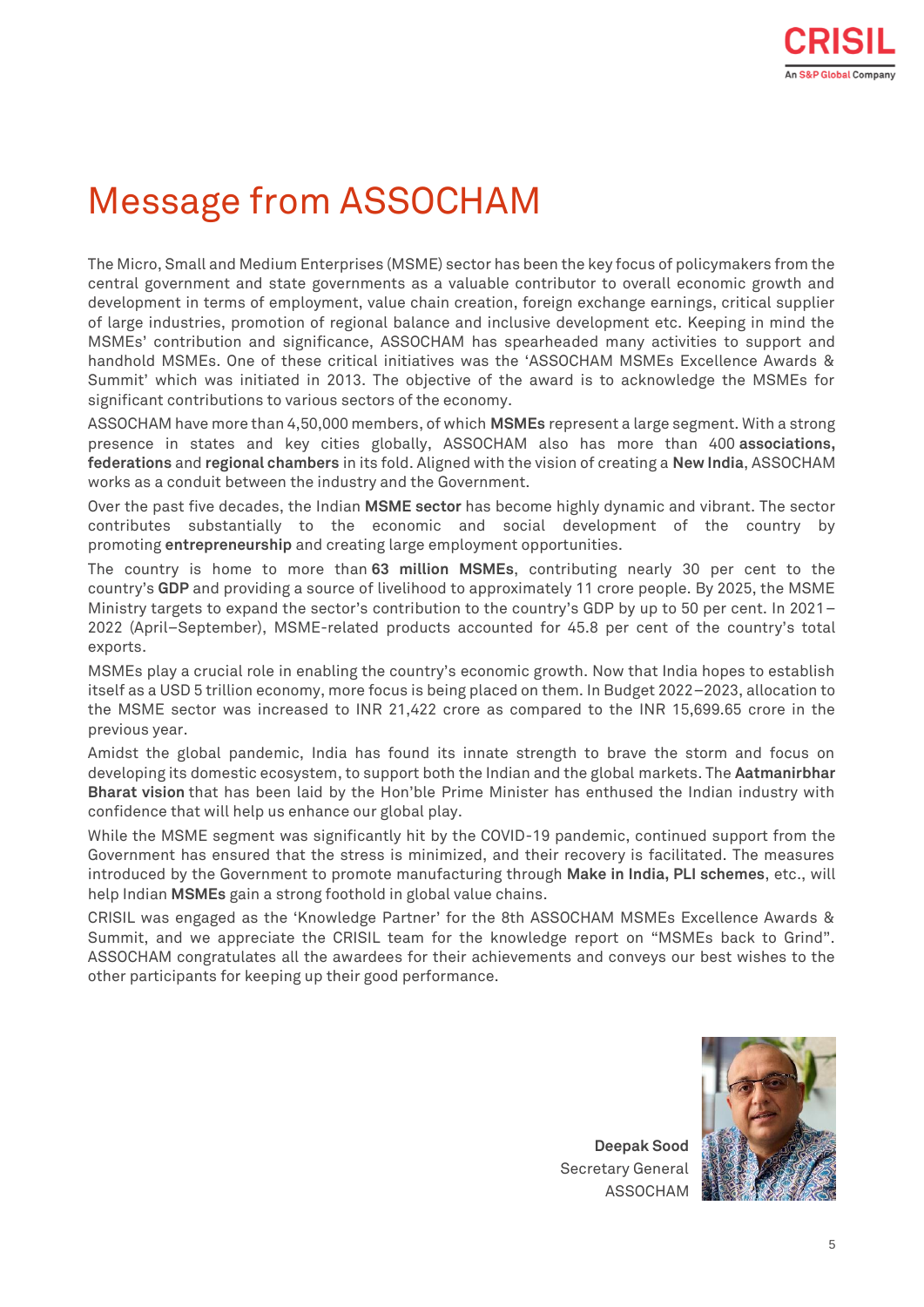# Message from ASSOCHAM

The Micro, Small and Medium Enterprises (MSME) sector has been the key focus of policymakers from the central government and state governments as a valuable contributor to overall economic growth and development in terms of employment, value chain creation, foreign exchange earnings, critical supplier of large industries, promotion of regional balance and inclusive development etc. Keeping in mind the MSMEs' contribution and significance, ASSOCHAM has spearheaded many activities to support and handhold MSMEs. One of these critical initiatives was the 'ASSOCHAM MSMEs Excellence Awards & Summit' which was initiated in 2013. The objective of the award is to acknowledge the MSMEs for significant contributions to various sectors of the economy.

ASSOCHAM have more than 4,50,000 members, of which **MSMEs** represent a large segment. With a strong presence in states and key cities globally, ASSOCHAM also has more than 400 **associations, federations** and **regional chambers** in its fold. Aligned with the vision of creating a **New India**, ASSOCHAM works as a conduit between the industry and the Government.

Over the past five decades, the Indian **MSME sector** has become highly dynamic and vibrant. The sector contributes substantially to the economic and social development of the country by promoting **entrepreneurship** and creating large employment opportunities.

The country is home to more than **63 million MSMEs**, contributing nearly 30 per cent to the country's **GDP** and providing a source of livelihood to approximately 11 crore people. By 2025, the MSME Ministry targets to expand the sector's contribution to the country's GDP by up to 50 per cent. In 2021–2022 (April–September), MSME-related products accounted for 45.8 per cent of the country's total exports.

MSMEs play a crucial role in enabling the country's economic growth. Now that India hopes to establish itself as a USD 5 trillion economy, more focus is being placed on them. In Budget 2022–2023, allocation to the MSME sector was increased to INR 21,422 crore as compared to the INR 15,699.65 crore in the previous year.

Amidst the global pandemic, India has found its innate strength to brave the storm and focus on developing its domestic ecosystem, to support both the Indian and the global markets. The **Aatmanirbhar Bharat vision** that has been laid by the Hon'ble Prime Minister has enthused the Indian industry with confidence that will help us enhance our global play.

While the MSME segment was significantly hit by the COVID-19 pandemic, continued support from the Government has ensured that the stress is minimized, and their recovery is facilitated. The measures introduced by the Government to promote manufacturing through **Make in India, PLI schemes**, etc., will help Indian **MSMEs** gain a strong foothold in global value chains.

CRISIL was engaged as the 'Knowledge Partner' for the 8th ASSOCHAM MSMEs Excellence Awards & Summit, and we appreciate the CRISIL team for the knowledge report on "MSMEs back to Grind". ASSOCHAM congratulates all the awardees for their achievements and conveys our best wishes to the other participants for keeping up their good performance.

**Deepak Sood**
Secretary General
ASSOCHAM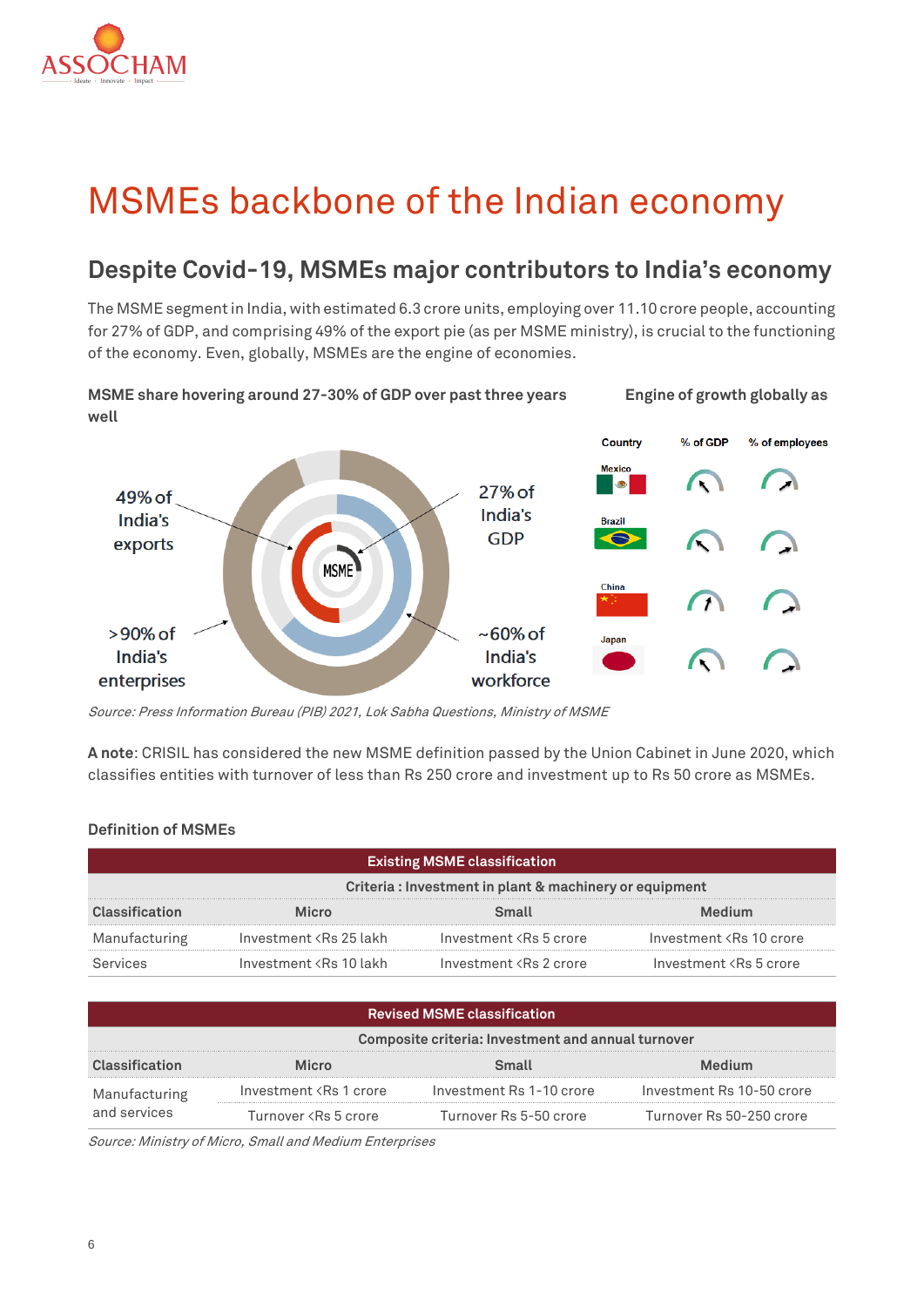# MSMEs backbone of the Indian economy

## Despite Covid-19, MSMEs major contributors to India's economy

The MSME segment in India, with estimated 6.3 crore units, employing over 11.10 crore people, accounting for 27% of GDP, and comprising 49% of the export pie (as per MSME ministry), is crucial to the functioning of the economy. Even, globally, MSMEs are the engine of economies.

**MSME share hovering around 27-30% of GDP over past three years**

**Engine of growth globally as well**

49% of India's exports

27% of India's GDP

MSME

>90% of India's enterprises

~60% of India's workforce

| Country | % of GDP | % of employees |
|---|---|---|
| Mexico | | |
| Brazil | | |
| China | | |
| Japan | | |

*Source: Press Information Bureau (PIB) 2021, Lok Sabha Questions, Ministry of MSME*

**A note**: CRISIL has considered the new MSME definition passed by the Union Cabinet in June 2020, which classifies entities with turnover of less than Rs 250 crore and investment up to Rs 50 crore as MSMEs.

**Definition of MSMEs**

| Existing MSME classification | | | |
|---|---|---|---|
| | Criteria : Investment in plant & machinery or equipment | | |
| **Classification** | **Micro** | **Small** | **Medium** |
| Manufacturing | Investment <Rs 25 lakh | Investment <Rs 5 crore | Investment <Rs 10 crore |
| Services | Investment <Rs 10 lakh | Investment <Rs 2 crore | Investment <Rs 5 crore |

| Revised MSME classification | | | |
|---|---|---|---|
| | Composite criteria: Investment and annual turnover | | |
| **Classification** | **Micro** | **Small** | **Medium** |
| Manufacturing and services | Investment <Rs 1 crore | Investment Rs 1-10 crore | Investment Rs 10-50 crore |
| | Turnover <Rs 5 crore | Turnover Rs 5-50 crore | Turnover Rs 50-250 crore |

*Source: Ministry of Micro, Small and Medium Enterprises*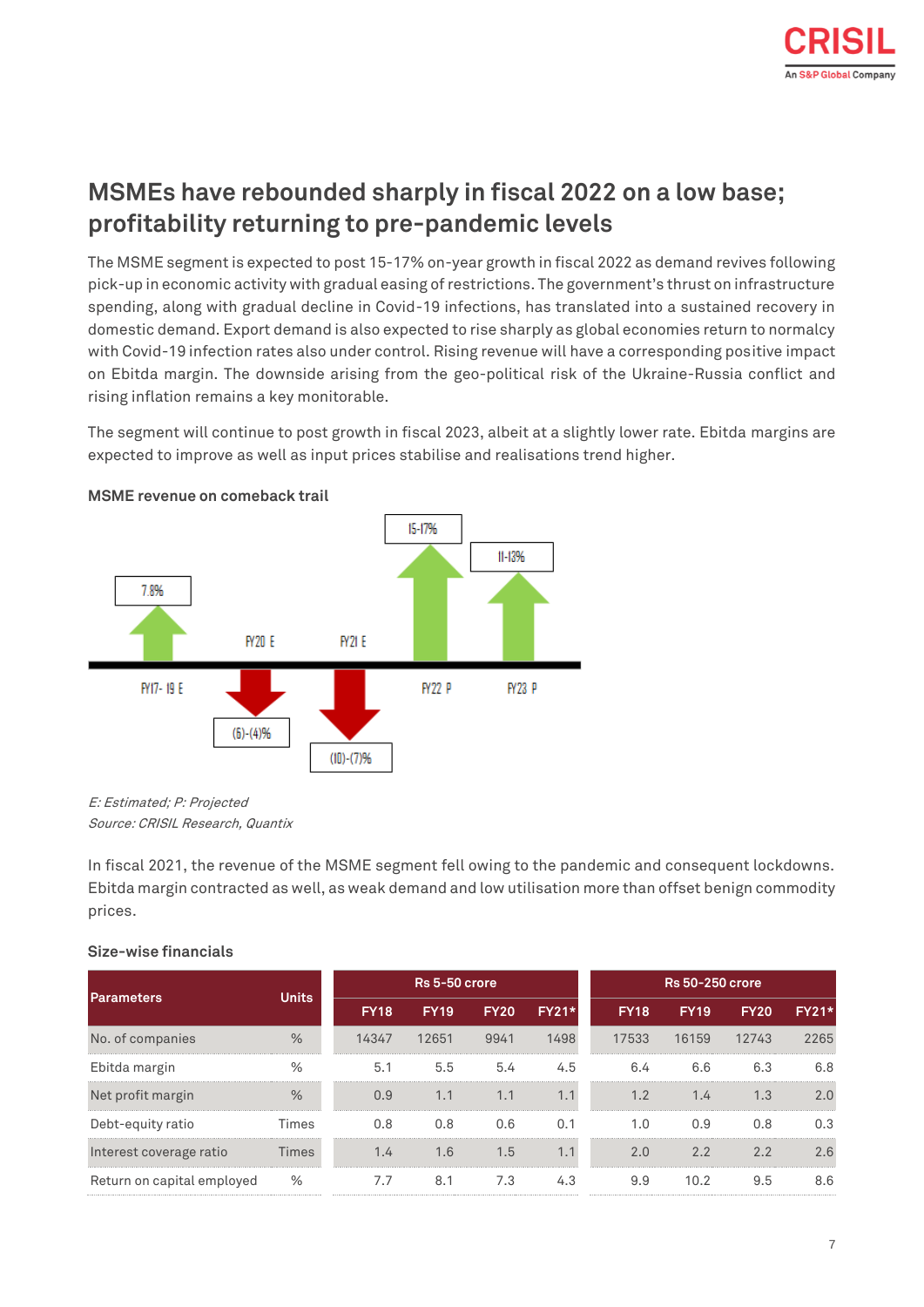## MSMEs have rebounded sharply in fiscal 2022 on a low base; profitability returning to pre-pandemic levels

The MSME segment is expected to post 15-17% on-year growth in fiscal 2022 as demand revives following pick-up in economic activity with gradual easing of restrictions. The government's thrust on infrastructure spending, along with gradual decline in Covid-19 infections, has translated into a sustained recovery in domestic demand. Export demand is also expected to rise sharply as global economies return to normalcy with Covid-19 infection rates also under control. Rising revenue will have a corresponding positive impact on Ebitda margin. The downside arising from the geo-political risk of the Ukraine-Russia conflict and rising inflation remains a key monitorable.

The segment will continue to post growth in fiscal 2023, albeit at a slightly lower rate. Ebitda margins are expected to improve as well as input prices stabilise and realisations trend higher.

**MSME revenue on comeback trail**

| Period | Revenue growth |
|---|---|
| FY17- 19 E | 7.8% |
| FY20 E | (6)-(4)% |
| FY21 E | (10)-(7)% |
| FY22 P | 15-17% |
| FY23 P | 11-13% |

*E: Estimated; P: Projected*

*Source: CRISIL Research, Quantix*

In fiscal 2021, the revenue of the MSME segment fell owing to the pandemic and consequent lockdowns. Ebitda margin contracted as well, as weak demand and low utilisation more than offset benign commodity prices.

**Size-wise financials**

| Parameters | Units | Rs 5-50 crore | | | | Rs 50-250 crore | | | |
|---|---|---|---|---|---|---|---|---|---|
| | | FY18 | FY19 | FY20 | FY21* | FY18 | FY19 | FY20 | FY21* |
| No. of companies | % | 14347 | 12651 | 9941 | 1498 | 17533 | 16159 | 12743 | 2265 |
| Ebitda margin | % | 5.1 | 5.5 | 5.4 | 4.5 | 6.4 | 6.6 | 6.3 | 6.8 |
| Net profit margin | % | 0.9 | 1.1 | 1.1 | 1.1 | 1.2 | 1.4 | 1.3 | 2.0 |
| Debt-equity ratio | Times | 0.8 | 0.8 | 0.6 | 0.1 | 1.0 | 0.9 | 0.8 | 0.3 |
| Interest coverage ratio | Times | 1.4 | 1.6 | 1.5 | 1.1 | 2.0 | 2.2 | 2.2 | 2.6 |
| Return on capital employed | % | 7.7 | 8.1 | 7.3 | 4.3 | 9.9 | 10.2 | 9.5 | 8.6 |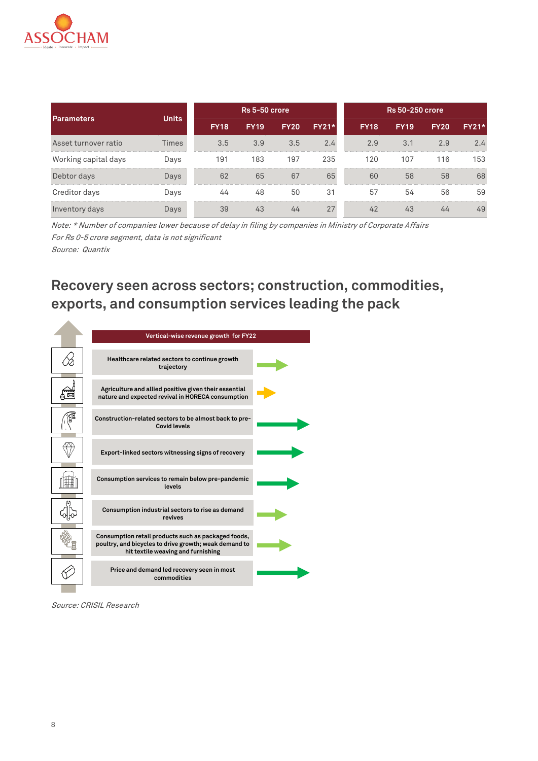| Parameters | Units | Rs 5-50 crore | | | | Rs 50-250 crore | | | |
|---|---|---|---|---|---|---|---|---|---|
| | | FY18 | FY19 | FY20 | FY21* | FY18 | FY19 | FY20 | FY21* |
| Asset turnover ratio | Times | 3.5 | 3.9 | 3.5 | 2.4 | 2.9 | 3.1 | 2.9 | 2.4 |
| Working capital days | Days | 191 | 183 | 197 | 235 | 120 | 107 | 116 | 153 |
| Debtor days | Days | 62 | 65 | 67 | 65 | 60 | 58 | 58 | 68 |
| Creditor days | Days | 44 | 48 | 50 | 31 | 57 | 54 | 56 | 59 |
| Inventory days | Days | 39 | 43 | 44 | 27 | 42 | 43 | 44 | 49 |

*Note: * Number of companies lower because of delay in filing by companies in Ministry of Corporate Affairs*

*For Rs 0-5 crore segment, data is not significant*

*Source: Quantix*

## Recovery seen across sectors; construction, commodities, exports, and consumption services leading the pack

**Vertical-wise revenue growth for FY22**

- Healthcare related sectors to continue growth trajectory
- Agriculture and allied positive given their essential nature and expected revival in HORECA consumption
- Construction-related sectors to be almost back to pre-Covid levels
- Export-linked sectors witnessing signs of recovery
- Consumption services to remain below pre-pandemic levels
- Consumption industrial sectors to rise as demand revives
- Consumption retail products such as packaged foods, poultry, and bicycles to drive growth; weak demand to hit textile weaving and furnishing
- Price and demand led recovery seen in most commodities

*Source: CRISIL Research*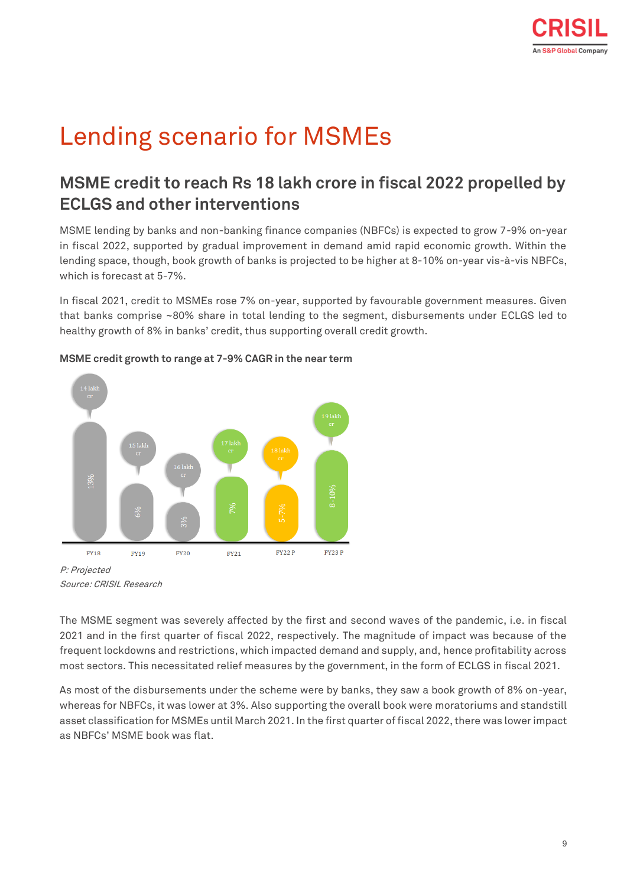# Lending scenario for MSMEs

## MSME credit to reach Rs 18 lakh crore in fiscal 2022 propelled by ECLGS and other interventions

MSME lending by banks and non-banking finance companies (NBFCs) is expected to grow 7-9% on-year in fiscal 2022, supported by gradual improvement in demand amid rapid economic growth. Within the lending space, though, book growth of banks is projected to be higher at 8-10% on-year vis-à-vis NBFCs, which is forecast at 5-7%.

In fiscal 2021, credit to MSMEs rose 7% on-year, supported by favourable government measures. Given that banks comprise ~80% share in total lending to the segment, disbursements under ECLGS led to healthy growth of 8% in banks' credit, thus supporting overall credit growth.

**MSME credit growth to range at 7-9% CAGR in the near term**

| | FY18 | FY19 | FY20 | FY21 | FY22 P | FY23 P |
|---|---|---|---|---|---|---|
| Credit | 14 lakh cr | 15 lakh cr | 16 lakh cr | 17 lakh cr | 18 lakh cr | 19 lakh cr |
| Growth | 13% | 6% | 3% | 7% | 5-7% | 8-10% |

*P: Projected*
*Source: CRISIL Research*

The MSME segment was severely affected by the first and second waves of the pandemic, i.e. in fiscal 2021 and in the first quarter of fiscal 2022, respectively. The magnitude of impact was because of the frequent lockdowns and restrictions, which impacted demand and supply, and, hence profitability across most sectors. This necessitated relief measures by the government, in the form of ECLGS in fiscal 2021.

As most of the disbursements under the scheme were by banks, they saw a book growth of 8% on-year, whereas for NBFCs, it was lower at 3%. Also supporting the overall book were moratoriums and standstill asset classification for MSMEs until March 2021. In the first quarter of fiscal 2022, there was lower impact as NBFCs' MSME book was flat.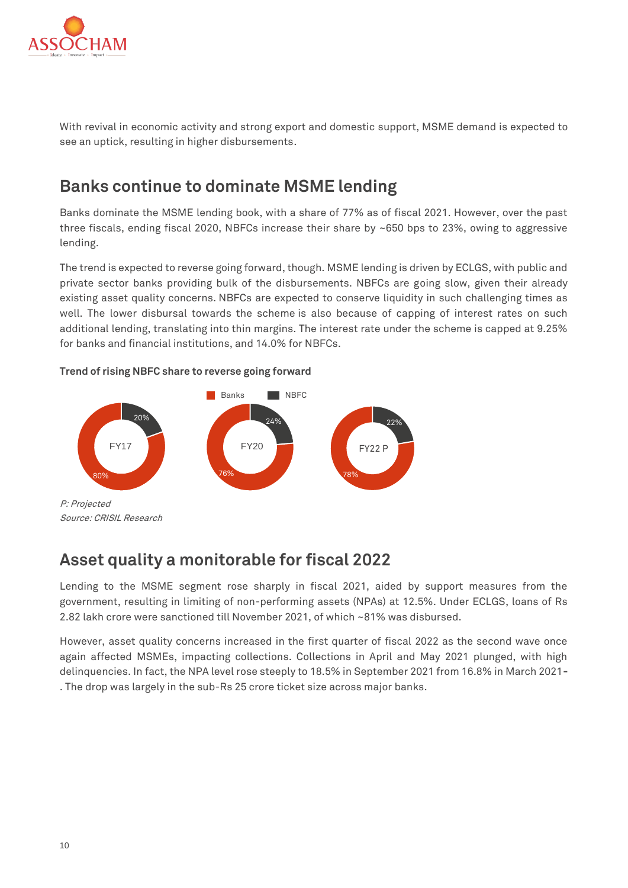With revival in economic activity and strong export and domestic support, MSME demand is expected to see an uptick, resulting in higher disbursements.

## Banks continue to dominate MSME lending

Banks dominate the MSME lending book, with a share of 77% as of fiscal 2021. However, over the past three fiscals, ending fiscal 2020, NBFCs increase their share by ~650 bps to 23%, owing to aggressive lending.

The trend is expected to reverse going forward, though. MSME lending is driven by ECLGS, with public and private sector banks providing bulk of the disbursements. NBFCs are going slow, given their already existing asset quality concerns. NBFCs are expected to conserve liquidity in such challenging times as well. The lower disbursal towards the scheme is also because of capping of interest rates on such additional lending, translating into thin margins. The interest rate under the scheme is capped at 9.25% for banks and financial institutions, and 14.0% for NBFCs.

**Trend of rising NBFC share to reverse going forward**

| | Banks | NBFC |
|---|---|---|
| FY17 | 80% | 20% |
| FY20 | 76% | 24% |
| FY22 P | 78% | 22% |

*P: Projected*
*Source: CRISIL Research*

## Asset quality a monitorable for fiscal 2022

Lending to the MSME segment rose sharply in fiscal 2021, aided by support measures from the government, resulting in limiting of non-performing assets (NPAs) at 12.5%. Under ECLGS, loans of Rs 2.82 lakh crore were sanctioned till November 2021, of which ~81% was disbursed.

However, asset quality concerns increased in the first quarter of fiscal 2022 as the second wave once again affected MSMEs, impacting collections. Collections in April and May 2021 plunged, with high delinquencies. In fact, the NPA level rose steeply to 18.5% in September 2021 from 16.8% in March 2021-. The drop was largely in the sub-Rs 25 crore ticket size across major banks.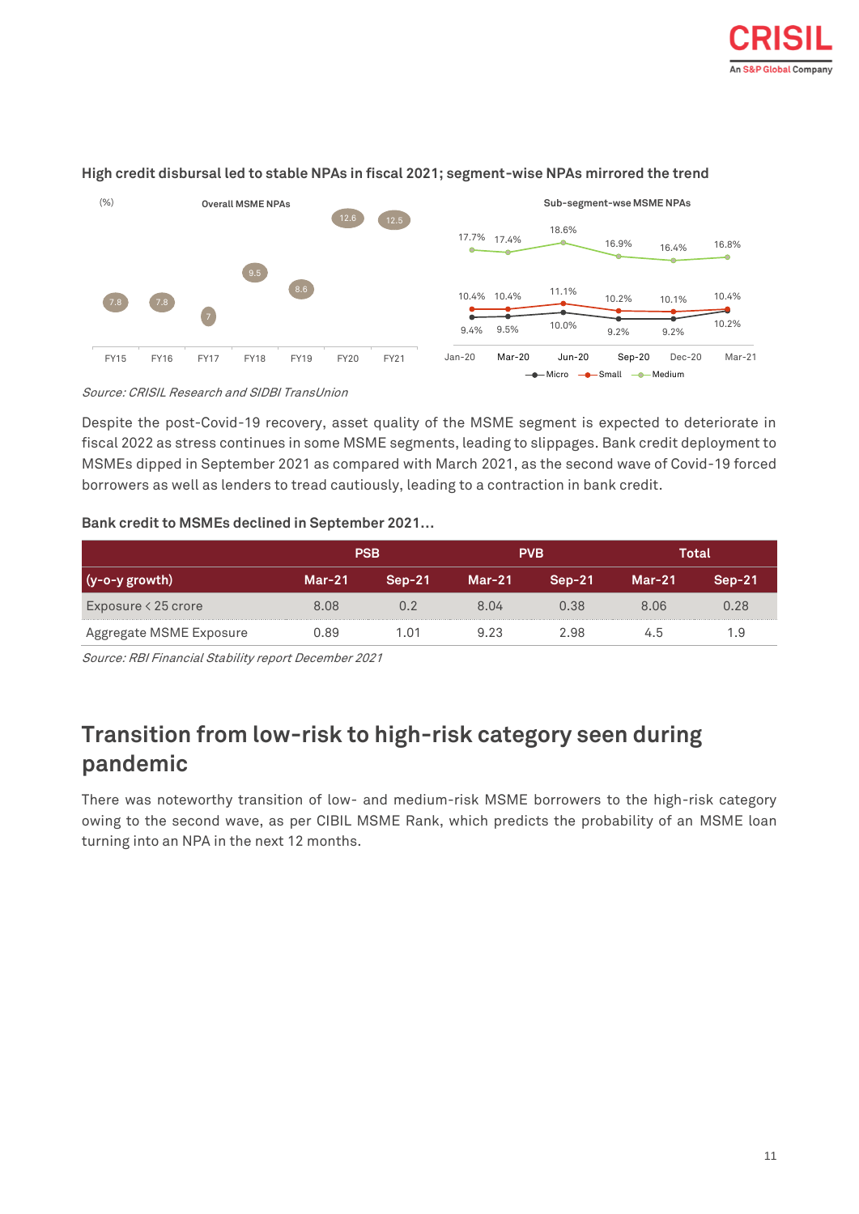**High credit disbursal led to stable NPAs in fiscal 2021; segment-wise NPAs mirrored the trend**

Source: CRISIL Research and SIDBI TransUnion

Despite the post-Covid-19 recovery, asset quality of the MSME segment is expected to deteriorate in fiscal 2022 as stress continues in some MSME segments, leading to slippages. Bank credit deployment to MSMEs dipped in September 2021 as compared with March 2021, as the second wave of Covid-19 forced borrowers as well as lenders to tread cautiously, leading to a contraction in bank credit.

**Bank credit to MSMEs declined in September 2021…**

| | PSB | | PVB | | Total | |
|---|---|---|---|---|---|---|
| (y-o-y growth) | Mar-21 | Sep-21 | Mar-21 | Sep-21 | Mar-21 | Sep-21 |
| Exposure < 25 crore | 8.08 | 0.2 | 8.04 | 0.38 | 8.06 | 0.28 |
| Aggregate MSME Exposure | 0.89 | 1.01 | 9.23 | 2.98 | 4.5 | 1.9 |

*Source: RBI Financial Stability report December 2021*

## Transition from low-risk to high-risk category seen during pandemic

There was noteworthy transition of low- and medium-risk MSME borrowers to the high-risk category owing to the second wave, as per CIBIL MSME Rank, which predicts the probability of an MSME loan turning into an NPA in the next 12 months.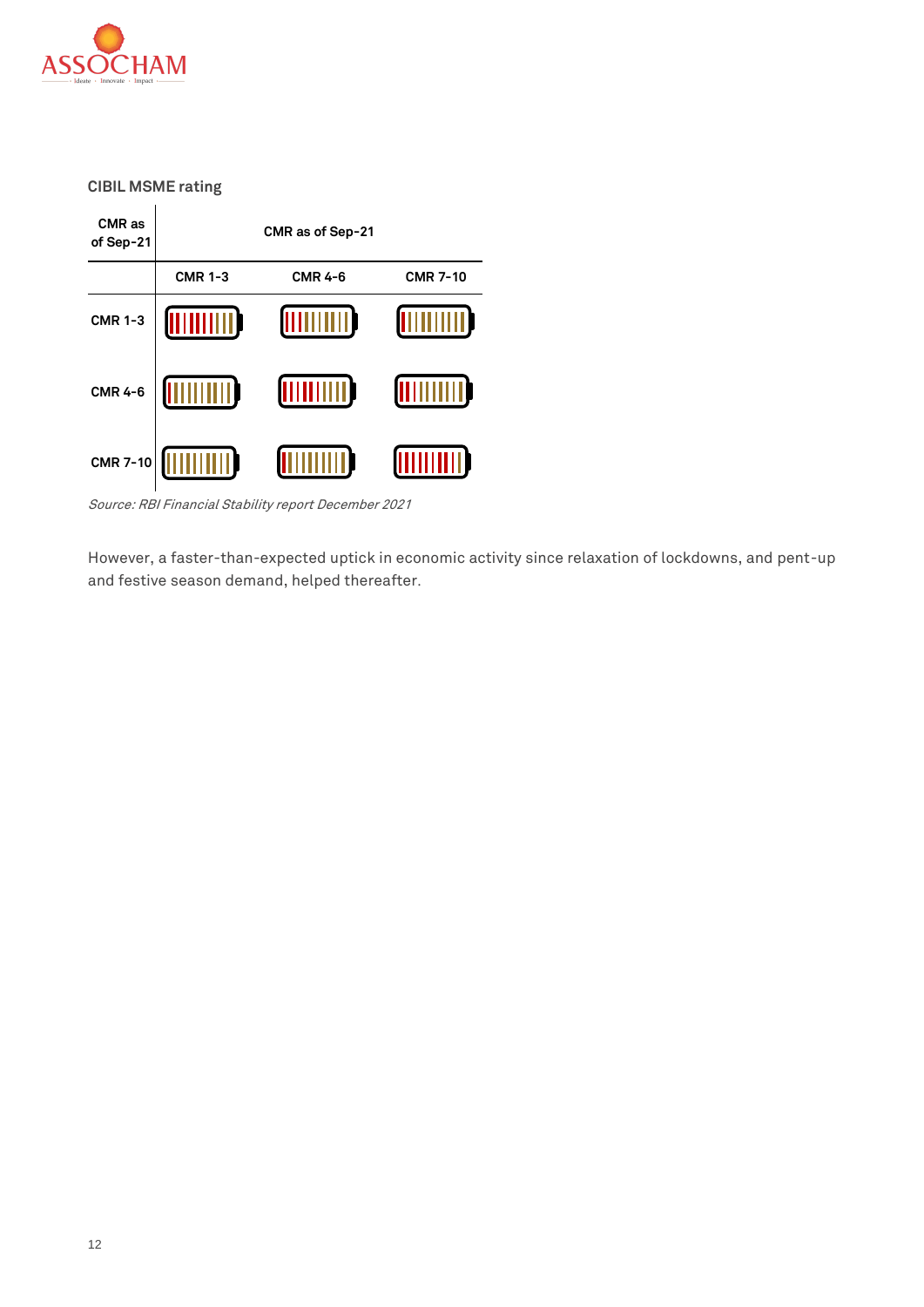CIBIL MSME rating

| CMR as of Sep-21 | CMR as of Sep-21 | | |
|---|---|---|---|
| | CMR 1-3 | CMR 4-6 | CMR 7-10 |
| CMR 1-3 | | | |
| CMR 4-6 | | | |
| CMR 7-10 | | | |

*Source: RBI Financial Stability report December 2021*

However, a faster-than-expected uptick in economic activity since relaxation of lockdowns, and pent-up and festive season demand, helped thereafter.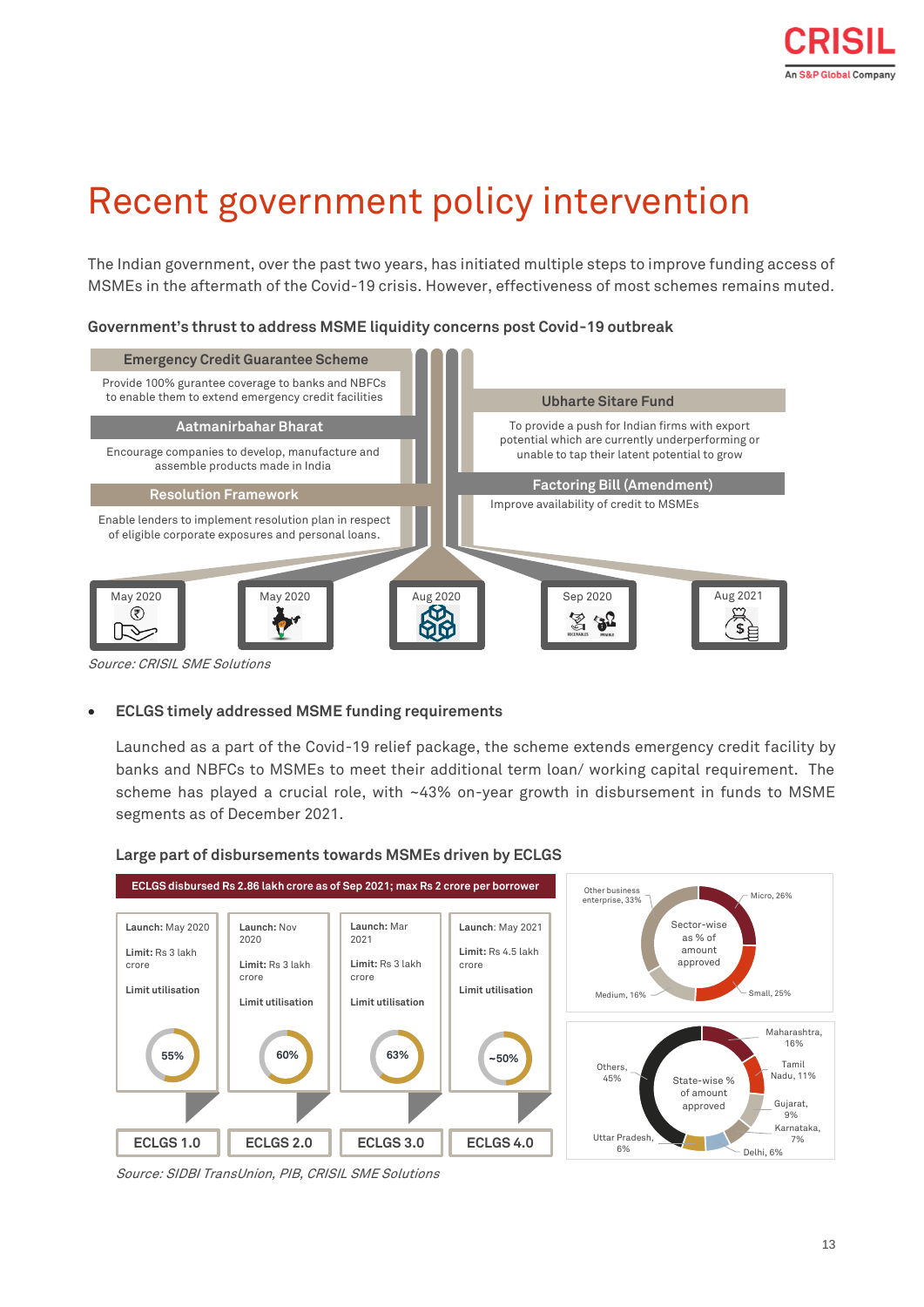# Recent government policy intervention

The Indian government, over the past two years, has initiated multiple steps to improve funding access of MSMEs in the aftermath of the Covid-19 crisis. However, effectiveness of most schemes remains muted.

**Government's thrust to address MSME liquidity concerns post Covid-19 outbreak**

| Scheme | Description | Date |
|---|---|---|
| Emergency Credit Guarantee Scheme | Provide 100% gurantee coverage to banks and NBFCs to enable them to extend emergency credit facilities | May 2020 |
| Aatmanirbhar Bharat | Encourage companies to develop, manufacture and assemble products made in India | May 2020 |
| Resolution Framework | Enable lenders to implement resolution plan in respect of eligible corporate exposures and personal loans. | Aug 2020 |
| Factoring Bill (Amendment) | Improve availability of credit to MSMEs | Sep 2020 |
| Ubharte Sitare Fund | To provide a push for Indian firms with export potential which are currently underperforming or unable to tap their latent potential to grow | Aug 2021 |

*Source: CRISIL SME Solutions*

- **ECLGS timely addressed MSME funding requirements**

  Launched as a part of the Covid-19 relief package, the scheme extends emergency credit facility by banks and NBFCs to MSMEs to meet their additional term loan/ working capital requirement. The scheme has played a crucial role, with ~43% on-year growth in disbursement in funds to MSME segments as of December 2021.

**Large part of disbursements towards MSMEs driven by ECLGS**

ECLGS disbursed Rs 2.86 lakh crore as of Sep 2021; max Rs 2 crore per borrower

| | ECLGS 1.0 | ECLGS 2.0 | ECLGS 3.0 | ECLGS 4.0 |
|---|---|---|---|---|
| Launch | May 2020 | Nov 2020 | Mar 2021 | May 2021 |
| Limit | Rs 3 lakh crore | Rs 3 lakh crore | Rs 3 lakh crore | Rs 4.5 lakh crore |
| Limit utilisation | 55% | 60% | 63% | ~50% |

Sector-wise as % of amount approved: Micro, 26%; Small, 25%; Medium, 16%; Other business enterprise, 33%

State-wise % of amount approved: Maharashtra, 16%; Tamil Nadu, 11%; Gujarat, 9%; Karnataka, 7%; Delhi, 6%; Uttar Pradesh, 6%; Others, 45%

*Source: SIDBI TransUnion, PIB, CRISIL SME Solutions*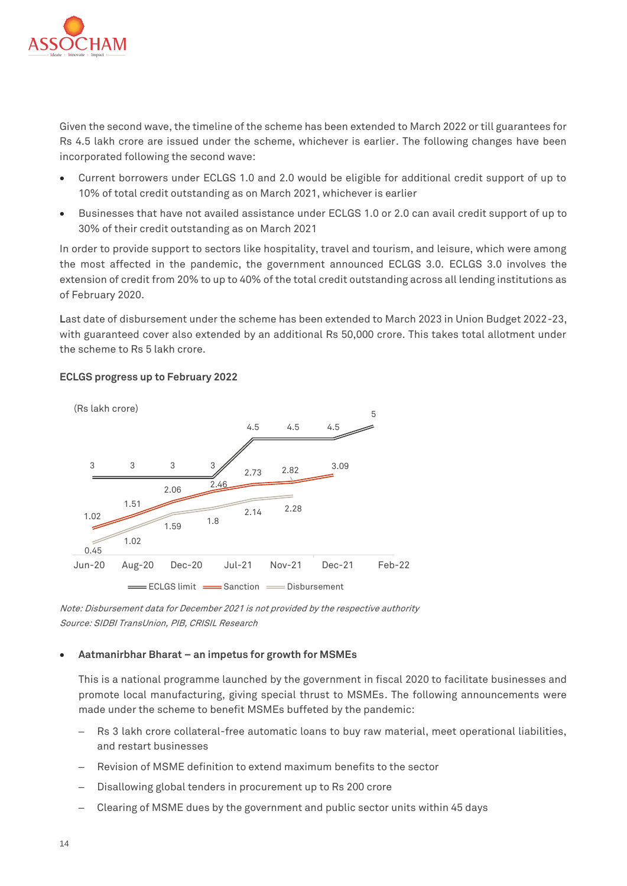Given the second wave, the timeline of the scheme has been extended to March 2022 or till guarantees for Rs 4.5 lakh crore are issued under the scheme, whichever is earlier. The following changes have been incorporated following the second wave:

- Current borrowers under ECLGS 1.0 and 2.0 would be eligible for additional credit support of up to 10% of total credit outstanding as on March 2021, whichever is earlier
- Businesses that have not availed assistance under ECLGS 1.0 or 2.0 can avail credit support of up to 30% of their credit outstanding as on March 2021

In order to provide support to sectors like hospitality, travel and tourism, and leisure, which were among the most affected in the pandemic, the government announced ECLGS 3.0. ECLGS 3.0 involves the extension of credit from 20% to up to 40% of the total credit outstanding across all lending institutions as of February 2020.

Last date of disbursement under the scheme has been extended to March 2023 in Union Budget 2022-23, with guaranteed cover also extended by an additional Rs 50,000 crore. This takes total allotment under the scheme to Rs 5 lakh crore.

**ECLGS progress up to February 2022**

*Note: Disbursement data for December 2021 is not provided by the respective authority*
*Source: SIDBI TransUnion, PIB, CRISIL Research*

- **Aatmanirbhar Bharat – an impetus for growth for MSMEs**

  This is a national programme launched by the government in fiscal 2020 to facilitate businesses and promote local manufacturing, giving special thrust to MSMEs. The following announcements were made under the scheme to benefit MSMEs buffeted by the pandemic:

  – Rs 3 lakh crore collateral-free automatic loans to buy raw material, meet operational liabilities, and restart businesses
  – Revision of MSME definition to extend maximum benefits to the sector
  – Disallowing global tenders in procurement up to Rs 200 crore
  – Clearing of MSME dues by the government and public sector units within 45 days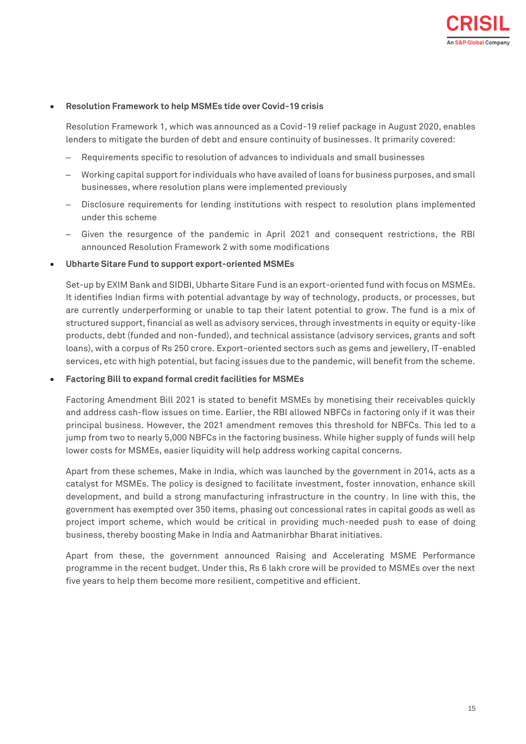- **Resolution Framework to help MSMEs tide over Covid-19 crisis**

  Resolution Framework 1, which was announced as a Covid-19 relief package in August 2020, enables lenders to mitigate the burden of debt and ensure continuity of businesses. It primarily covered:

  – Requirements specific to resolution of advances to individuals and small businesses

  – Working capital support for individuals who have availed of loans for business purposes, and small businesses, where resolution plans were implemented previously

  – Disclosure requirements for lending institutions with respect to resolution plans implemented under this scheme

  – Given the resurgence of the pandemic in April 2021 and consequent restrictions, the RBI announced Resolution Framework 2 with some modifications

- **Ubharte Sitare Fund to support export-oriented MSMEs**

  Set-up by EXIM Bank and SIDBI, Ubharte Sitare Fund is an export-oriented fund with focus on MSMEs. It identifies Indian firms with potential advantage by way of technology, products, or processes, but are currently underperforming or unable to tap their latent potential to grow. The fund is a mix of structured support, financial as well as advisory services, through investments in equity or equity-like products, debt (funded and non-funded), and technical assistance (advisory services, grants and soft loans), with a corpus of Rs 250 crore. Export-oriented sectors such as gems and jewellery, IT-enabled services, etc with high potential, but facing issues due to the pandemic, will benefit from the scheme.

- **Factoring Bill to expand formal credit facilities for MSMEs**

  Factoring Amendment Bill 2021 is stated to benefit MSMEs by monetising their receivables quickly and address cash-flow issues on time. Earlier, the RBI allowed NBFCs in factoring only if it was their principal business. However, the 2021 amendment removes this threshold for NBFCs. This led to a jump from two to nearly 5,000 NBFCs in the factoring business. While higher supply of funds will help lower costs for MSMEs, easier liquidity will help address working capital concerns.

  Apart from these schemes, Make in India, which was launched by the government in 2014, acts as a catalyst for MSMEs. The policy is designed to facilitate investment, foster innovation, enhance skill development, and build a strong manufacturing infrastructure in the country. In line with this, the government has exempted over 350 items, phasing out concessional rates in capital goods as well as project import scheme, which would be critical in providing much-needed push to ease of doing business, thereby boosting Make in India and Aatmanirbhar Bharat initiatives.

  Apart from these, the government announced Raising and Accelerating MSME Performance programme in the recent budget. Under this, Rs 6 lakh crore will be provided to MSMEs over the next five years to help them become more resilient, competitive and efficient.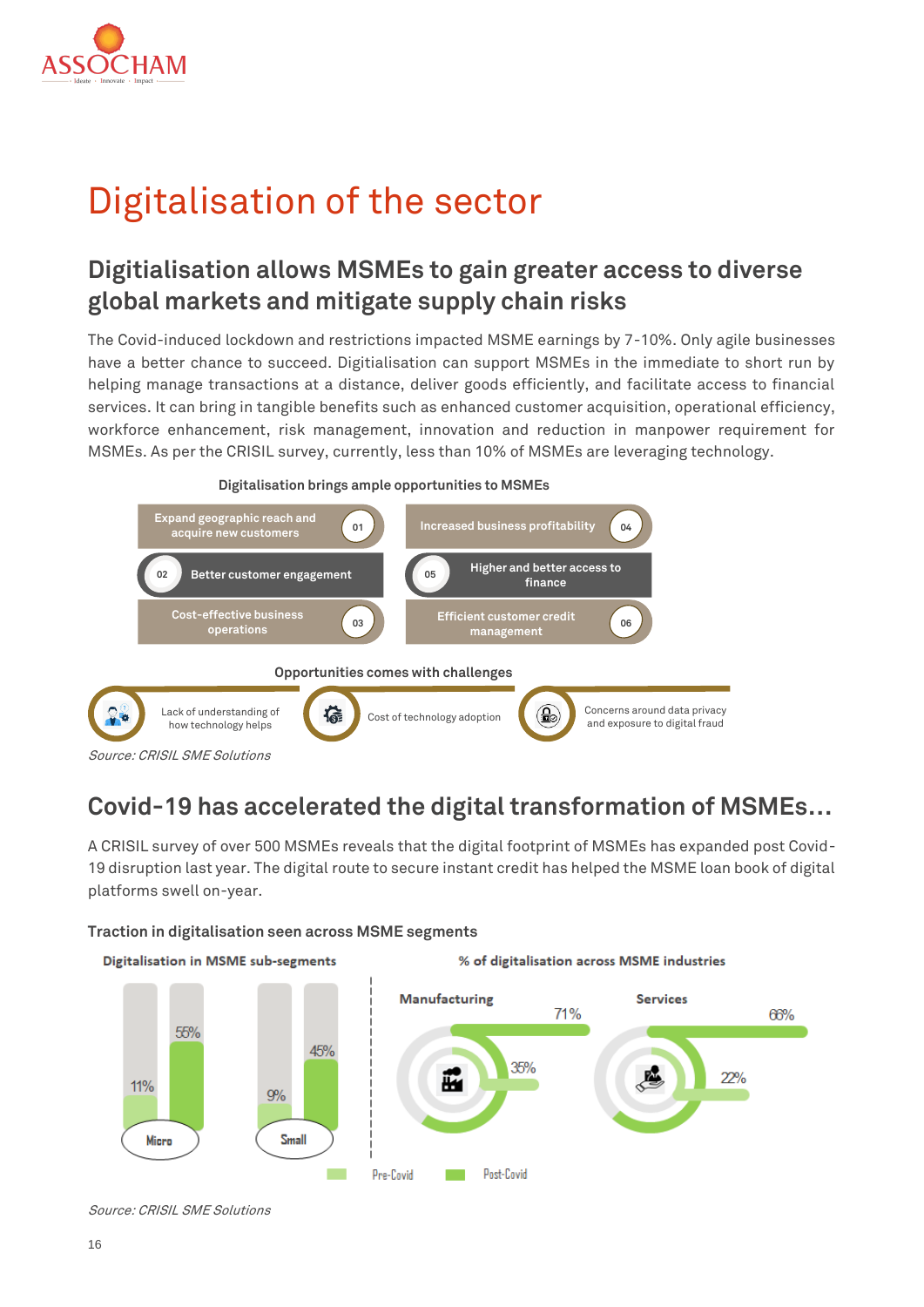# Digitalisation of the sector

## Digitialisation allows MSMEs to gain greater access to diverse global markets and mitigate supply chain risks

The Covid-induced lockdown and restrictions impacted MSME earnings by 7-10%. Only agile businesses have a better chance to succeed. Digitialisation can support MSMEs in the immediate to short run by helping manage transactions at a distance, deliver goods efficiently, and facilitate access to financial services. It can bring in tangible benefits such as enhanced customer acquisition, operational efficiency, workforce enhancement, risk management, innovation and reduction in manpower requirement for MSMEs. As per the CRISIL survey, currently, less than 10% of MSMEs are leveraging technology.

**Digitalisation brings ample opportunities to MSMEs**

- 01 Expand geographic reach and acquire new customers
- 02 Better customer engagement
- 03 Cost-effective business operations
- 04 Increased business profitability
- 05 Higher and better access to finance
- 06 Efficient customer credit management

**Opportunities comes with challenges**

- Lack of understanding of how technology helps
- Cost of technology adoption
- Concerns around data privacy and exposure to digital fraud

*Source: CRISIL SME Solutions*

## Covid-19 has accelerated the digital transformation of MSMEs…

A CRISIL survey of over 500 MSMEs reveals that the digital footprint of MSMEs has expanded post Covid-19 disruption last year. The digital route to secure instant credit has helped the MSME loan book of digital platforms swell on-year.

**Traction in digitalisation seen across MSME segments**

**Digitalisation in MSME sub-segments**

| Segment | Pre-Covid | Post-Covid |
|---|---|---|
| Micro | 11% | 55% |
| Small | 9% | 45% |

**% of digitalisation across MSME industries**

| Industry | Pre-Covid | Post-Covid |
|---|---|---|
| Manufacturing | 35% | 71% |
| Services | 22% | 66% |

*Source: CRISIL SME Solutions*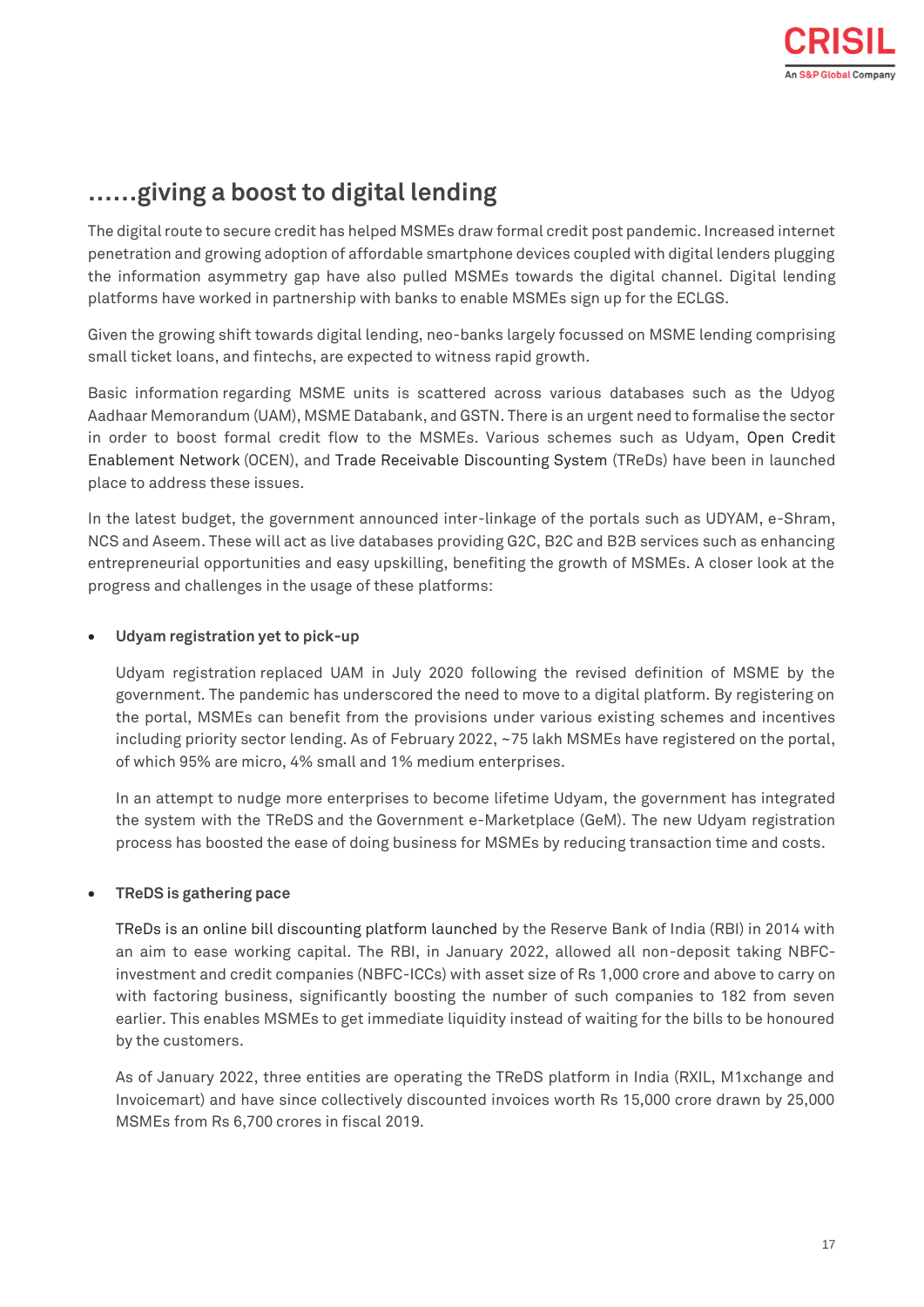## ......giving a boost to digital lending

The digital route to secure credit has helped MSMEs draw formal credit post pandemic. Increased internet penetration and growing adoption of affordable smartphone devices coupled with digital lenders plugging the information asymmetry gap have also pulled MSMEs towards the digital channel. Digital lending platforms have worked in partnership with banks to enable MSMEs sign up for the ECLGS.

Given the growing shift towards digital lending, neo-banks largely focussed on MSME lending comprising small ticket loans, and fintechs, are expected to witness rapid growth.

Basic information regarding MSME units is scattered across various databases such as the Udyog Aadhaar Memorandum (UAM), MSME Databank, and GSTN. There is an urgent need to formalise the sector in order to boost formal credit flow to the MSMEs. Various schemes such as Udyam, Open Credit Enablement Network (OCEN), and Trade Receivable Discounting System (TReDs) have been in launched place to address these issues.

In the latest budget, the government announced inter-linkage of the portals such as UDYAM, e-Shram, NCS and Aseem. These will act as live databases providing G2C, B2C and B2B services such as enhancing entrepreneurial opportunities and easy upskilling, benefiting the growth of MSMEs. A closer look at the progress and challenges in the usage of these platforms:

- **Udyam registration yet to pick-up**

  Udyam registration replaced UAM in July 2020 following the revised definition of MSME by the government. The pandemic has underscored the need to move to a digital platform. By registering on the portal, MSMEs can benefit from the provisions under various existing schemes and incentives including priority sector lending. As of February 2022, ~75 lakh MSMEs have registered on the portal, of which 95% are micro, 4% small and 1% medium enterprises.

  In an attempt to nudge more enterprises to become lifetime Udyam, the government has integrated the system with the TReDS and the Government e-Marketplace (GeM). The new Udyam registration process has boosted the ease of doing business for MSMEs by reducing transaction time and costs.

- **TReDS is gathering pace**

  TReDs is an online bill discounting platform launched by the Reserve Bank of India (RBI) in 2014 with an aim to ease working capital. The RBI, in January 2022, allowed all non-deposit taking NBFC-investment and credit companies (NBFC-ICCs) with asset size of Rs 1,000 crore and above to carry on with factoring business, significantly boosting the number of such companies to 182 from seven earlier. This enables MSMEs to get immediate liquidity instead of waiting for the bills to be honoured by the customers.

  As of January 2022, three entities are operating the TReDS platform in India (RXIL, M1xchange and Invoicemart) and have since collectively discounted invoices worth Rs 15,000 crore drawn by 25,000 MSMEs from Rs 6,700 crores in fiscal 2019.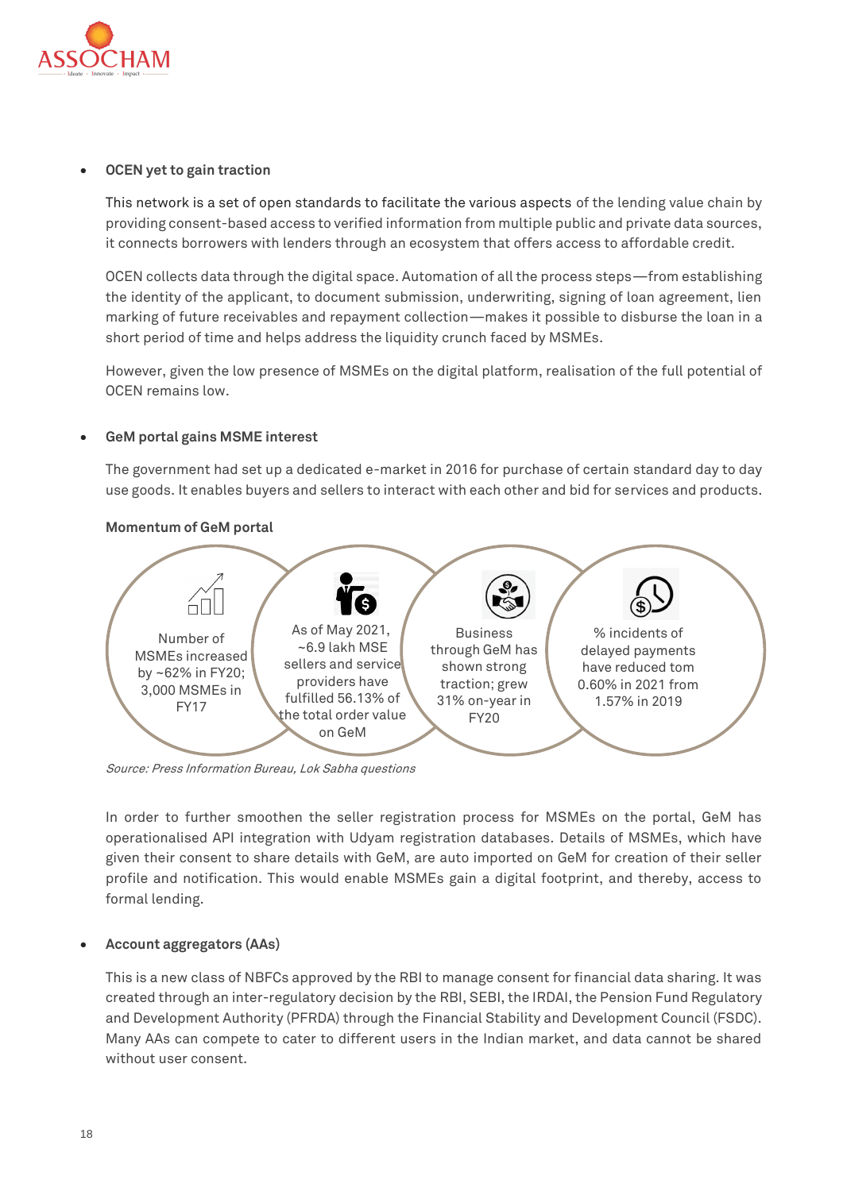- **OCEN yet to gain traction**

  This network is a set of open standards to facilitate the various aspects of the lending value chain by providing consent-based access to verified information from multiple public and private data sources, it connects borrowers with lenders through an ecosystem that offers access to affordable credit.

  OCEN collects data through the digital space. Automation of all the process steps—from establishing the identity of the applicant, to document submission, underwriting, signing of loan agreement, lien marking of future receivables and repayment collection—makes it possible to disburse the loan in a short period of time and helps address the liquidity crunch faced by MSMEs.

  However, given the low presence of MSMEs on the digital platform, realisation of the full potential of OCEN remains low.

- **GeM portal gains MSME interest**

  The government had set up a dedicated e-market in 2016 for purchase of certain standard day to day use goods. It enables buyers and sellers to interact with each other and bid for services and products.

  **Momentum of GeM portal**

  Number of MSMEs increased by ~62% in FY20; 3,000 MSMEs in FY17

  As of May 2021, ~6.9 lakh MSE sellers and service providers have fulfilled 56.13% of the total order value on GeM

  Business through GeM has shown strong traction; grew 31% on-year in FY20

  % incidents of delayed payments have reduced tom 0.60% in 2021 from 1.57% in 2019

  *Source: Press Information Bureau, Lok Sabha questions*

  In order to further smoothen the seller registration process for MSMEs on the portal, GeM has operationalised API integration with Udyam registration databases. Details of MSMEs, which have given their consent to share details with GeM, are auto imported on GeM for creation of their seller profile and notification. This would enable MSMEs gain a digital footprint, and thereby, access to formal lending.

- **Account aggregators (AAs)**

  This is a new class of NBFCs approved by the RBI to manage consent for financial data sharing. It was created through an inter-regulatory decision by the RBI, SEBI, the IRDAI, the Pension Fund Regulatory and Development Authority (PFRDA) through the Financial Stability and Development Council (FSDC). Many AAs can compete to cater to different users in the Indian market, and data cannot be shared without user consent.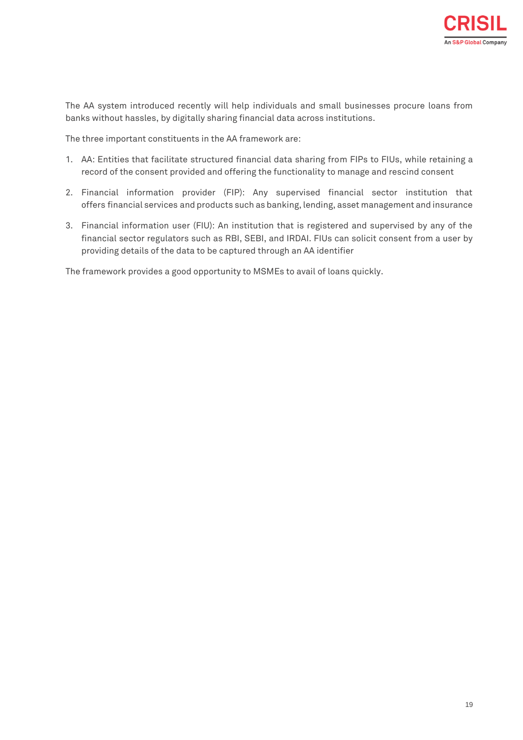The AA system introduced recently will help individuals and small businesses procure loans from banks without hassles, by digitally sharing financial data across institutions.

The three important constituents in the AA framework are:

1. AA: Entities that facilitate structured financial data sharing from FIPs to FIUs, while retaining a record of the consent provided and offering the functionality to manage and rescind consent
2. Financial information provider (FIP): Any supervised financial sector institution that offers financial services and products such as banking, lending, asset management and insurance
3. Financial information user (FIU): An institution that is registered and supervised by any of the financial sector regulators such as RBI, SEBI, and IRDAI. FIUs can solicit consent from a user by providing details of the data to be captured through an AA identifier

The framework provides a good opportunity to MSMEs to avail of loans quickly.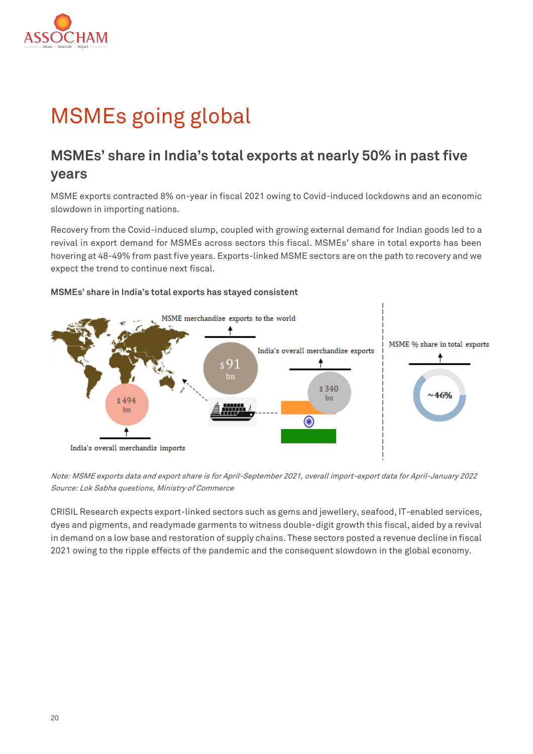# MSMEs going global

## MSMEs' share in India's total exports at nearly 50% in past five years

MSME exports contracted 8% on-year in fiscal 2021 owing to Covid-induced lockdowns and an economic slowdown in importing nations.

Recovery from the Covid-induced slump, coupled with growing external demand for Indian goods led to a revival in export demand for MSMEs across sectors this fiscal. MSMEs' share in total exports has been hovering at 48-49% from past five years. Exports-linked MSME sectors are on the path to recovery and we expect the trend to continue next fiscal.

**MSMEs' share in India's total exports has stayed consistent**

MSME merchandise exports to the world: $91 bn

India's overall merchandise exports: $ 340 bn

India's overall merchandis imports: $ 494 bn

MSME % share in total exports: ~46%

*Note: MSME exports data and export share is for April-September 2021, overall import-export data for April-January 2022*
*Source: Lok Sabha questions, Ministry of Commerce*

CRISIL Research expects export-linked sectors such as gems and jewellery, seafood, IT-enabled services, dyes and pigments, and readymade garments to witness double-digit growth this fiscal, aided by a revival in demand on a low base and restoration of supply chains. These sectors posted a revenue decline in fiscal 2021 owing to the ripple effects of the pandemic and the consequent slowdown in the global economy.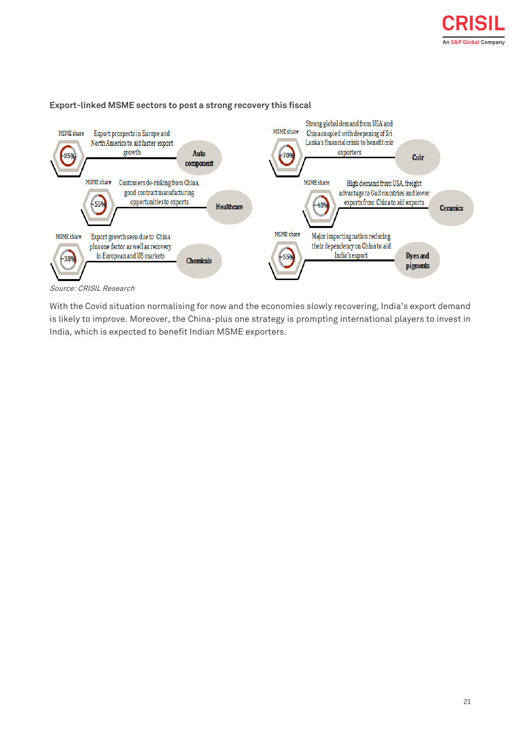**Export-linked MSME sectors to post a strong recovery this fiscal**

| Sector | MSME share | Drivers |
|---|---|---|
| Auto component | ~85% | Export prospects in Europe and North America to aid faster export growth |
| Healthcare | ~55% | Customers de-risking from China, good contract manufacturing opportunities to exports |
| Chemicals | ~30% | Export growth seen due to China plus one factor as well as recovery in European and US markets |
| Coir | ~70% | Strong global demand from USA and China coupled with deepening of Sri Lanka's financial crisis to benefit coir exporters |
| Ceramics | ~40% | High demand from USA, freight advantage to Gulf countries and lower exports from China to aid exports |
| Dyes and pigments | ~55% | Major importing nation reducing their dependency on China to aid India's export |

*Source: CRISIL Research*

With the Covid situation normalising for now and the economies slowly recovering, India's export demand is likely to improve. Moreover, the China-plus one strategy is prompting international players to invest in India, which is expected to benefit Indian MSME exporters.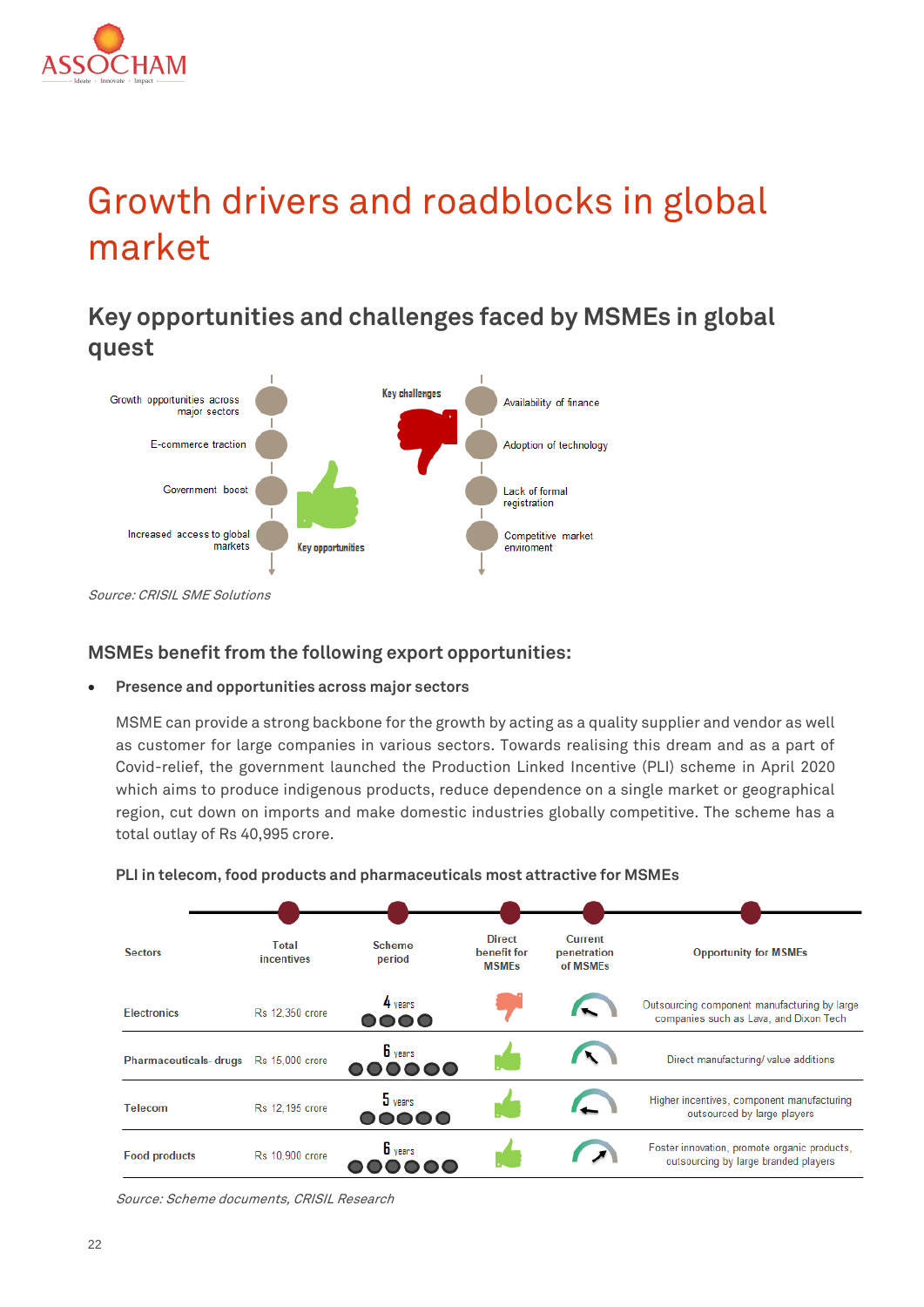// Growth drivers and roadblocks in global market

# Growth drivers and roadblocks in global market

## Key opportunities and challenges faced by MSMEs in global quest

**Key opportunities**
- Growth opportunities across major sectors
- E-commerce traction
- Government boost
- Increased access to global markets

**Key challenges**
- Availability of finance
- Adoption of technology
- Lack of formal registration
- Competitive market environment

*Source: CRISIL SME Solutions*

### MSMEs benefit from the following export opportunities:

- **Presence and opportunities across major sectors**

  MSME can provide a strong backbone for the growth by acting as a quality supplier and vendor as well as customer for large companies in various sectors. Towards realising this dream and as a part of Covid-relief, the government launched the Production Linked Incentive (PLI) scheme in April 2020 which aims to produce indigenous products, reduce dependence on a single market or geographical region, cut down on imports and make domestic industries globally competitive. The scheme has a total outlay of Rs 40,995 crore.

**PLI in telecom, food products and pharmaceuticals most attractive for MSMEs**

| Sectors | Total incentives | Scheme period | Direct benefit for MSMEs | Current penetration of MSMEs | Opportunity for MSMEs |
|---|---|---|---|---|---|
| Electronics | Rs 12,350 crore | 4 years | | | Outsourcing component manufacturing by large companies such as Lava, and Dixon Tech |
| Pharmaceuticals- drugs | Rs 15,000 crore | 6 years | | | Direct manufacturing/ value additions |
| Telecom | Rs 12,195 crore | 5 years | | | Higher incentives, component manufacturing outsourced by large players |
| Food products | Rs 10,900 crore | 6 years | | | Foster innovation, promote organic products, outsourcing by large branded players |

*Source: Scheme documents, CRISIL Research*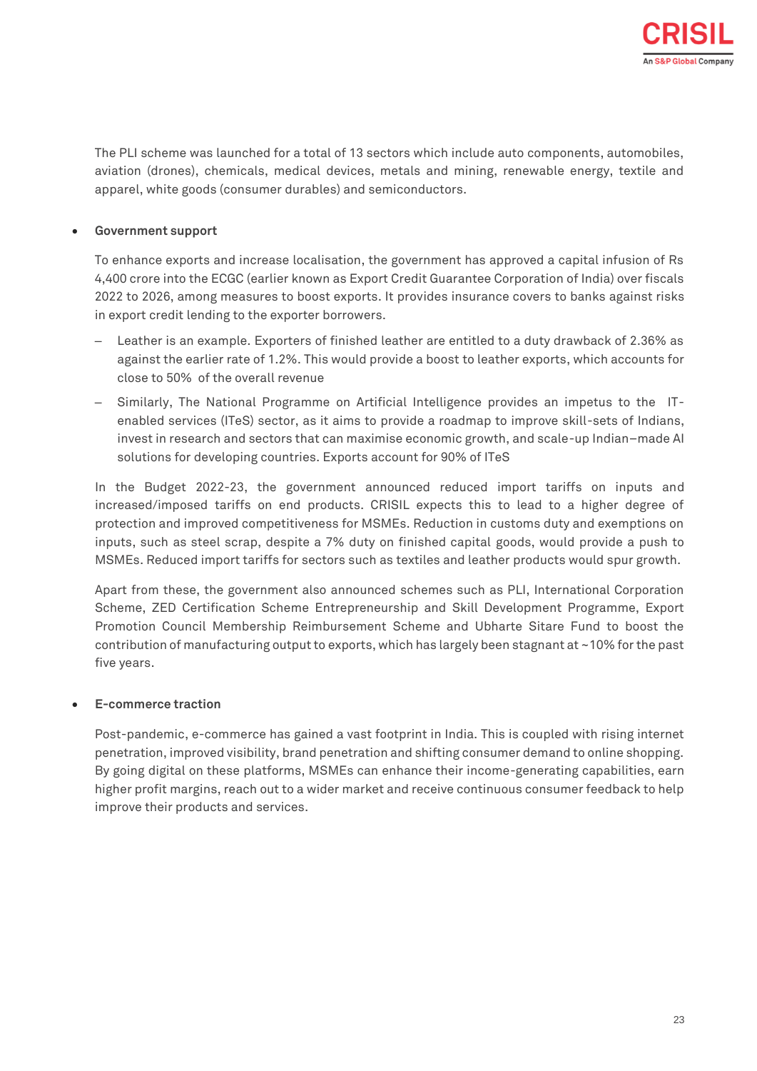The PLI scheme was launched for a total of 13 sectors which include auto components, automobiles, aviation (drones), chemicals, medical devices, metals and mining, renewable energy, textile and apparel, white goods (consumer durables) and semiconductors.

- **Government support**

  To enhance exports and increase localisation, the government has approved a capital infusion of Rs 4,400 crore into the ECGC (earlier known as Export Credit Guarantee Corporation of India) over fiscals 2022 to 2026, among measures to boost exports. It provides insurance covers to banks against risks in export credit lending to the exporter borrowers.

  - Leather is an example. Exporters of finished leather are entitled to a duty drawback of 2.36% as against the earlier rate of 1.2%. This would provide a boost to leather exports, which accounts for close to 50% of the overall revenue
  - Similarly, The National Programme on Artificial Intelligence provides an impetus to the IT-enabled services (ITeS) sector, as it aims to provide a roadmap to improve skill-sets of Indians, invest in research and sectors that can maximise economic growth, and scale-up Indian–made AI solutions for developing countries. Exports account for 90% of ITeS

  In the Budget 2022-23, the government announced reduced import tariffs on inputs and increased/imposed tariffs on end products. CRISIL expects this to lead to a higher degree of protection and improved competitiveness for MSMEs. Reduction in customs duty and exemptions on inputs, such as steel scrap, despite a 7% duty on finished capital goods, would provide a push to MSMEs. Reduced import tariffs for sectors such as textiles and leather products would spur growth.

  Apart from these, the government also announced schemes such as PLI, International Corporation Scheme, ZED Certification Scheme Entrepreneurship and Skill Development Programme, Export Promotion Council Membership Reimbursement Scheme and Ubharte Sitare Fund to boost the contribution of manufacturing output to exports, which has largely been stagnant at ~10% for the past five years.

- **E-commerce traction**

  Post-pandemic, e-commerce has gained a vast footprint in India. This is coupled with rising internet penetration, improved visibility, brand penetration and shifting consumer demand to online shopping. By going digital on these platforms, MSMEs can enhance their income-generating capabilities, earn higher profit margins, reach out to a wider market and receive continuous consumer feedback to help improve their products and services.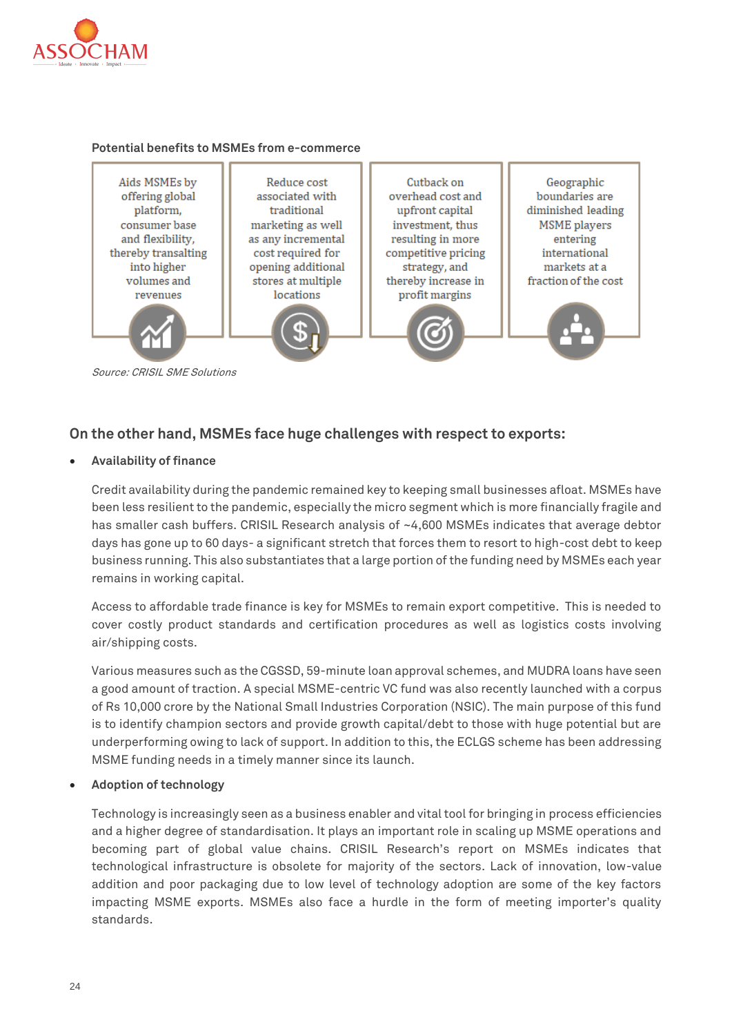**Potential benefits to MSMEs from e-commerce**

| Aids MSMEs by offering global platform, consumer base and flexibility, thereby transalting into higher volumes and revenues | Reduce cost associated with traditional marketing as well as any incremental cost required for opening additional stores at multiple locations | Cutback on overhead cost and upfront capital investment, thus resulting in more competitive pricing strategy, and thereby increase in profit margins | Geographic boundaries are diminished leading MSME players entering international markets at a fraction of the cost |
|---|---|---|---|

*Source: CRISIL SME Solutions*

## On the other hand, MSMEs face huge challenges with respect to exports:

- **Availability of finance**

  Credit availability during the pandemic remained key to keeping small businesses afloat. MSMEs have been less resilient to the pandemic, especially the micro segment which is more financially fragile and has smaller cash buffers. CRISIL Research analysis of ~4,600 MSMEs indicates that average debtor days has gone up to 60 days- a significant stretch that forces them to resort to high-cost debt to keep business running. This also substantiates that a large portion of the funding need by MSMEs each year remains in working capital.

  Access to affordable trade finance is key for MSMEs to remain export competitive. This is needed to cover costly product standards and certification procedures as well as logistics costs involving air/shipping costs.

  Various measures such as the CGSSD, 59-minute loan approval schemes, and MUDRA loans have seen a good amount of traction. A special MSME-centric VC fund was also recently launched with a corpus of Rs 10,000 crore by the National Small Industries Corporation (NSIC). The main purpose of this fund is to identify champion sectors and provide growth capital/debt to those with huge potential but are underperforming owing to lack of support. In addition to this, the ECLGS scheme has been addressing MSME funding needs in a timely manner since its launch.

- **Adoption of technology**

  Technology is increasingly seen as a business enabler and vital tool for bringing in process efficiencies and a higher degree of standardisation. It plays an important role in scaling up MSME operations and becoming part of global value chains. CRISIL Research's report on MSMEs indicates that technological infrastructure is obsolete for majority of the sectors. Lack of innovation, low-value addition and poor packaging due to low level of technology adoption are some of the key factors impacting MSME exports. MSMEs also face a hurdle in the form of meeting importer's quality standards.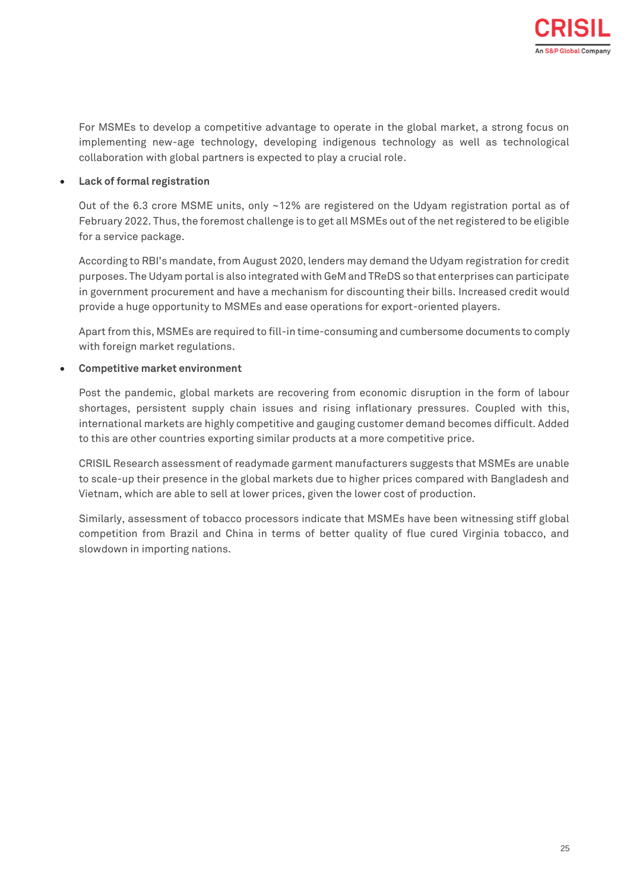For MSMEs to develop a competitive advantage to operate in the global market, a strong focus on implementing new-age technology, developing indigenous technology as well as technological collaboration with global partners is expected to play a crucial role.

- **Lack of formal registration**

  Out of the 6.3 crore MSME units, only ~12% are registered on the Udyam registration portal as of February 2022. Thus, the foremost challenge is to get all MSMEs out of the net registered to be eligible for a service package.

  According to RBI's mandate, from August 2020, lenders may demand the Udyam registration for credit purposes. The Udyam portal is also integrated with GeM and TReDS so that enterprises can participate in government procurement and have a mechanism for discounting their bills. Increased credit would provide a huge opportunity to MSMEs and ease operations for export-oriented players.

  Apart from this, MSMEs are required to fill-in time-consuming and cumbersome documents to comply with foreign market regulations.

- **Competitive market environment**

  Post the pandemic, global markets are recovering from economic disruption in the form of labour shortages, persistent supply chain issues and rising inflationary pressures. Coupled with this, international markets are highly competitive and gauging customer demand becomes difficult. Added to this are other countries exporting similar products at a more competitive price.

  CRISIL Research assessment of readymade garment manufacturers suggests that MSMEs are unable to scale-up their presence in the global markets due to higher prices compared with Bangladesh and Vietnam, which are able to sell at lower prices, given the lower cost of production.

  Similarly, assessment of tobacco processors indicate that MSMEs have been witnessing stiff global competition from Brazil and China in terms of better quality of flue cured Virginia tobacco, and slowdown in importing nations.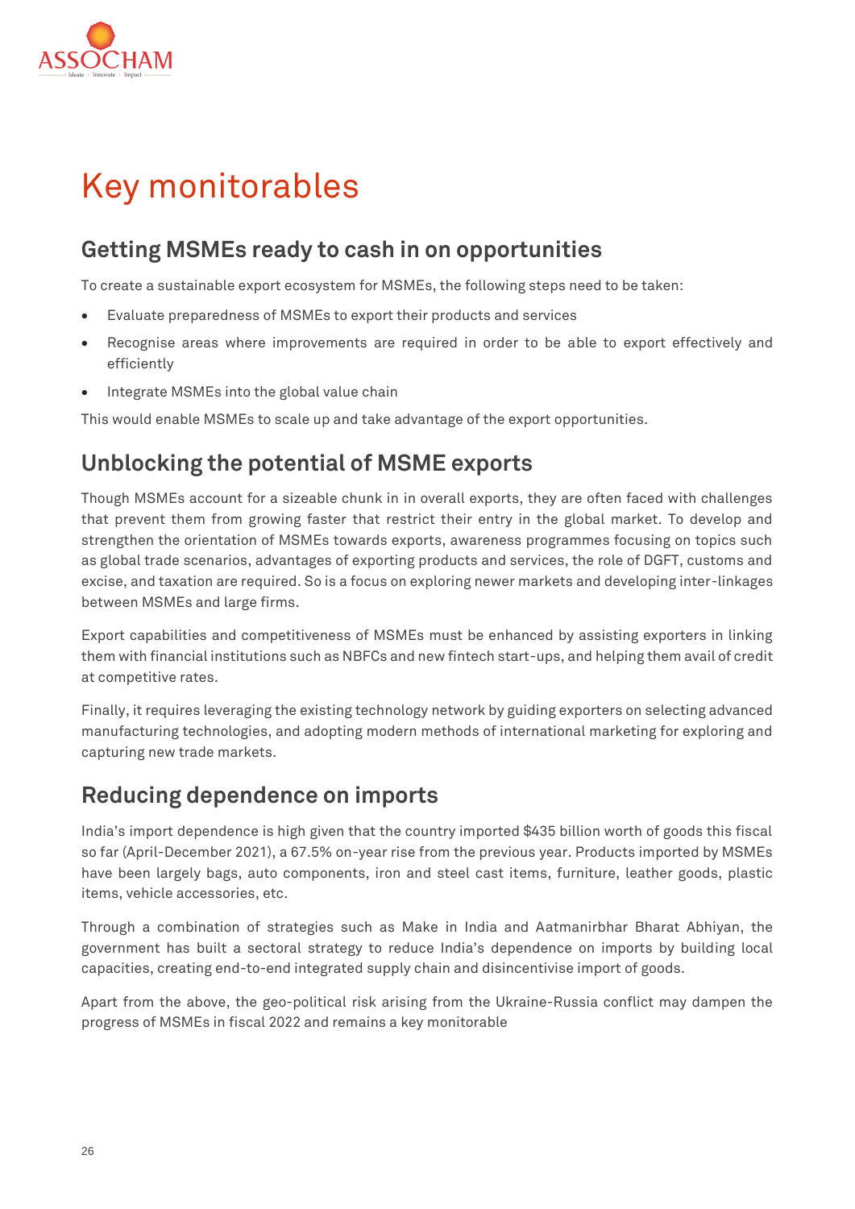# Key monitorables

## Getting MSMEs ready to cash in on opportunities

To create a sustainable export ecosystem for MSMEs, the following steps need to be taken:

- Evaluate preparedness of MSMEs to export their products and services
- Recognise areas where improvements are required in order to be able to export effectively and efficiently
- Integrate MSMEs into the global value chain

This would enable MSMEs to scale up and take advantage of the export opportunities.

## Unblocking the potential of MSME exports

Though MSMEs account for a sizeable chunk in in overall exports, they are often faced with challenges that prevent them from growing faster that restrict their entry in the global market. To develop and strengthen the orientation of MSMEs towards exports, awareness programmes focusing on topics such as global trade scenarios, advantages of exporting products and services, the role of DGFT, customs and excise, and taxation are required. So is a focus on exploring newer markets and developing inter-linkages between MSMEs and large firms.

Export capabilities and competitiveness of MSMEs must be enhanced by assisting exporters in linking them with financial institutions such as NBFCs and new fintech start-ups, and helping them avail of credit at competitive rates.

Finally, it requires leveraging the existing technology network by guiding exporters on selecting advanced manufacturing technologies, and adopting modern methods of international marketing for exploring and capturing new trade markets.

## Reducing dependence on imports

India's import dependence is high given that the country imported $435 billion worth of goods this fiscal so far (April-December 2021), a 67.5% on-year rise from the previous year. Products imported by MSMEs have been largely bags, auto components, iron and steel cast items, furniture, leather goods, plastic items, vehicle accessories, etc.

Through a combination of strategies such as Make in India and Aatmanirbhar Bharat Abhiyan, the government has built a sectoral strategy to reduce India's dependence on imports by building local capacities, creating end-to-end integrated supply chain and disincentivise import of goods.

Apart from the above, the geo-political risk arising from the Ukraine-Russia conflict may dampen the progress of MSMEs in fiscal 2022 and remains a key monitorable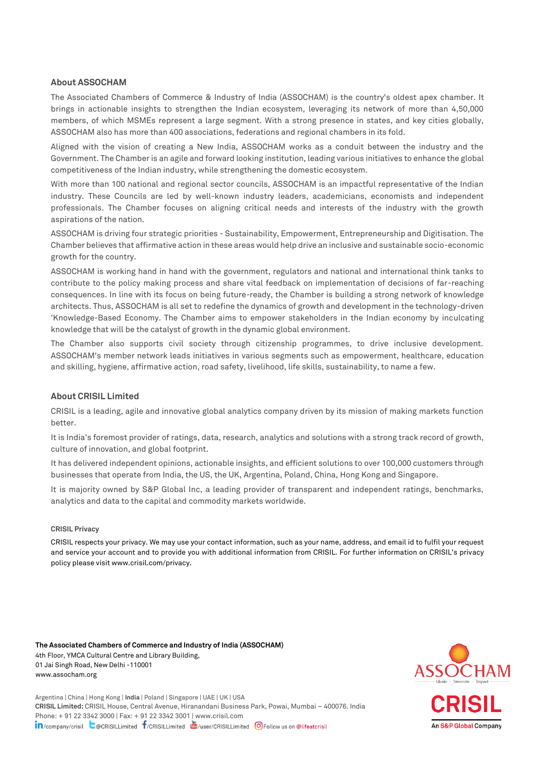## About ASSOCHAM

The Associated Chambers of Commerce & Industry of India (ASSOCHAM) is the country's oldest apex chamber. It brings in actionable insights to strengthen the Indian ecosystem, leveraging its network of more than 4,50,000 members, of which MSMEs represent a large segment. With a strong presence in states, and key cities globally, ASSOCHAM also has more than 400 associations, federations and regional chambers in its fold.

Aligned with the vision of creating a New India, ASSOCHAM works as a conduit between the industry and the Government. The Chamber is an agile and forward looking institution, leading various initiatives to enhance the global competitiveness of the Indian industry, while strengthening the domestic ecosystem.

With more than 100 national and regional sector councils, ASSOCHAM is an impactful representative of the Indian industry. These Councils are led by well-known industry leaders, academicians, economists and independent professionals. The Chamber focuses on aligning critical needs and interests of the industry with the growth aspirations of the nation.

ASSOCHAM is driving four strategic priorities - Sustainability, Empowerment, Entrepreneurship and Digitisation. The Chamber believes that affirmative action in these areas would help drive an inclusive and sustainable socio-economic growth for the country.

ASSOCHAM is working hand in hand with the government, regulators and national and international think tanks to contribute to the policy making process and share vital feedback on implementation of decisions of far-reaching consequences. In line with its focus on being future-ready, the Chamber is building a strong network of knowledge architects. Thus, ASSOCHAM is all set to redefine the dynamics of growth and development in the technology-driven 'Knowledge-Based Economy. The Chamber aims to empower stakeholders in the Indian economy by inculcating knowledge that will be the catalyst of growth in the dynamic global environment.

The Chamber also supports civil society through citizenship programmes, to drive inclusive development. ASSOCHAM's member network leads initiatives in various segments such as empowerment, healthcare, education and skilling, hygiene, affirmative action, road safety, livelihood, life skills, sustainability, to name a few.

## About CRISIL Limited

CRISIL is a leading, agile and innovative global analytics company driven by its mission of making markets function better.

It is India's foremost provider of ratings, data, research, analytics and solutions with a strong track record of growth, culture of innovation, and global footprint.

It has delivered independent opinions, actionable insights, and efficient solutions to over 100,000 customers through businesses that operate from India, the US, the UK, Argentina, Poland, China, Hong Kong and Singapore.

It is majority owned by S&P Global Inc, a leading provider of transparent and independent ratings, benchmarks, analytics and data to the capital and commodity markets worldwide.

#### CRISIL Privacy

CRISIL respects your privacy. We may use your contact information, such as your name, address, and email id to fulfil your request and service your account and to provide you with additional information from CRISIL. For further information on CRISIL's privacy policy please visit www.crisil.com/privacy.

**The Associated Chambers of Commerce and Industry of India (ASSOCHAM)**
4th Floor, YMCA Cultural Centre and Library Building,
01 Jai Singh Road, New Delhi -110001
www.assocham.org

ASSOCHAM
Ideate · Innovate · Impact

Argentina | China | Hong Kong | **India** | Poland | Singapore | UAE | UK | USA
**CRISIL Limited:** CRISIL House, Central Avenue, Hiranandani Business Park, Powai, Mumbai – 400076. India
Phone: + 91 22 3342 3000 | Fax: + 91 22 3342 3001 | www.crisil.com
/company/crisil  @CRISILLimited  /CRISILLimited  /user/CRISILLimited  Follow us on @lifeatcrisil

CRISIL
An S&P Global Company